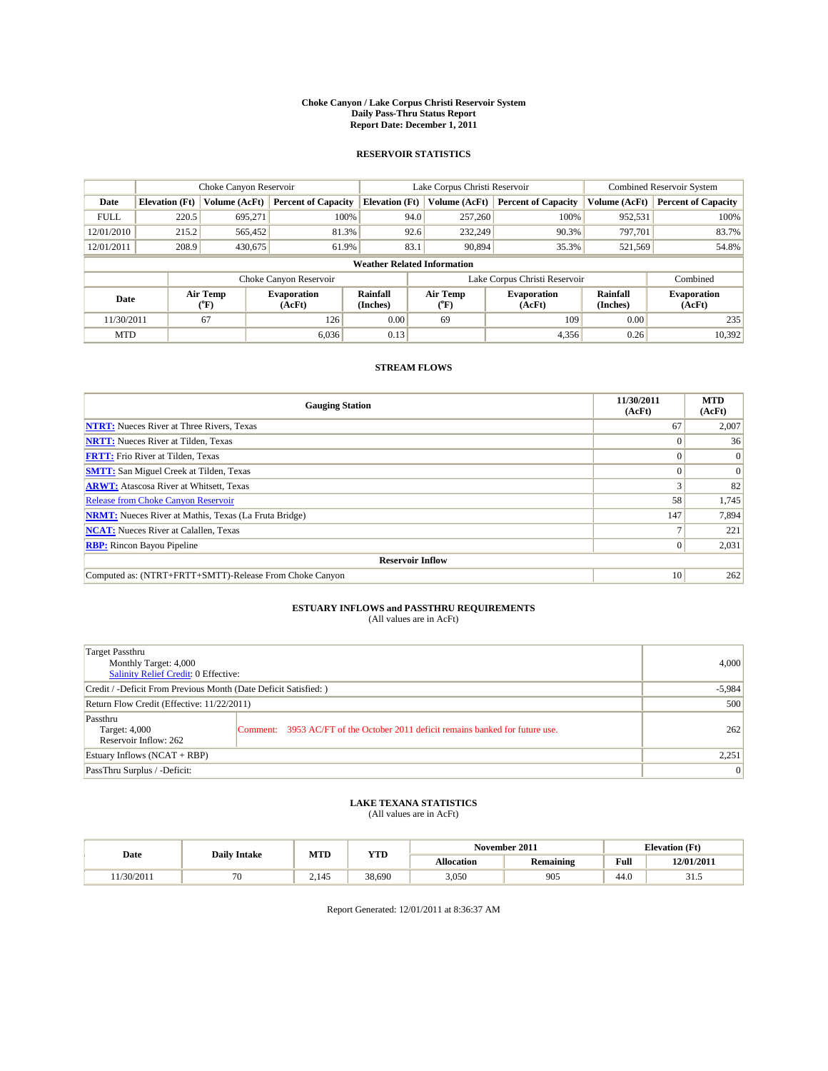# Choke Canyon / Lake Corpus Christi Reservoir System
## Daily Pass-Thru Status Report
## Report Date: December 1, 2011

### RESERVOIR STATISTICS

| | Choke Canyon Reservoir | | | Lake Corpus Christi Reservoir | | | Combined Reservoir System | |
|---|---|---|---|---|---|---|---|---|
| Date | Elevation (Ft) | Volume (AcFt) | Percent of Capacity | Elevation (Ft) | Volume (AcFt) | Percent of Capacity | Volume (AcFt) | Percent of Capacity |
| FULL | 220.5 | 695,271 | 100% | 94.0 | 257,260 | 100% | 952,531 | 100% |
| 12/01/2010 | 215.2 | 565,452 | 81.3% | 92.6 | 232,249 | 90.3% | 797,701 | 83.7% |
| 12/01/2011 | 208.9 | 430,675 | 61.9% | 83.1 | 90,894 | 35.3% | 521,569 | 54.8% |

**Weather Related Information**

| | Choke Canyon Reservoir | | | Lake Corpus Christi Reservoir | | | Combined |
|---|---|---|---|---|---|---|---|
| Date | Air Temp (°F) | Evaporation (AcFt) | Rainfall (Inches) | Air Temp (°F) | Evaporation (AcFt) | Rainfall (Inches) | Evaporation (AcFt) |
| 11/30/2011 | 67 | 126 | 0.00 | 69 | 109 | 0.00 | 235 |
| MTD | | 6,036 | 0.13 | | 4,356 | 0.26 | 10,392 |

### STREAM FLOWS

| Gauging Station | 11/30/2011 (AcFt) | MTD (AcFt) |
|---|---|---|
| NTRT: Nueces River at Three Rivers, Texas | 67 | 2,007 |
| NRTT: Nueces River at Tilden, Texas | 0 | 36 |
| FRTT: Frio River at Tilden, Texas | 0 | 0 |
| SMTT: San Miguel Creek at Tilden, Texas | 0 | 0 |
| ARWT: Atascosa River at Whitsett, Texas | 3 | 82 |
| Release from Choke Canyon Reservoir | 58 | 1,745 |
| NRMT: Nueces River at Mathis, Texas (La Fruta Bridge) | 147 | 7,894 |
| NCAT: Nueces River at Calallen, Texas | 7 | 221 |
| RBP: Rincon Bayou Pipeline | 0 | 2,031 |
| **Reservoir Inflow** | | |
| Computed as: (NTRT+FRTT+SMTT)-Release From Choke Canyon | 10 | 262 |

### ESTUARY INFLOWS and PASSTHRU REQUIREMENTS
(All values are in AcFt)

| | | |
|---|---|---|
| Target Passthru<br>Monthly Target: 4,000<br>Salinity Relief Credit: 0 Effective: | | 4,000 |
| Credit / -Deficit From Previous Month (Date Deficit Satisfied: ) | | -5,984 |
| Return Flow Credit (Effective: 11/22/2011) | | 500 |
| Passthru<br>Target: 4,000<br>Reservoir Inflow: 262 | Comment: 3953 AC/FT of the October 2011 deficit remains banked for future use. | 262 |
| Estuary Inflows (NCAT + RBP) | | 2,251 |
| PassThru Surplus / -Deficit: | | 0 |

### LAKE TEXANA STATISTICS
(All values are in AcFt)

| Date | Daily Intake | MTD | YTD | November 2011 | | Elevation (Ft) | |
|---|---|---|---|---|---|---|---|
| | | | | Allocation | Remaining | Full | 12/01/2011 |
| 11/30/2011 | 70 | 2,145 | 38,690 | 3,050 | 905 | 44.0 | 31.5 |

Report Generated: 12/01/2011 at 8:36:37 AM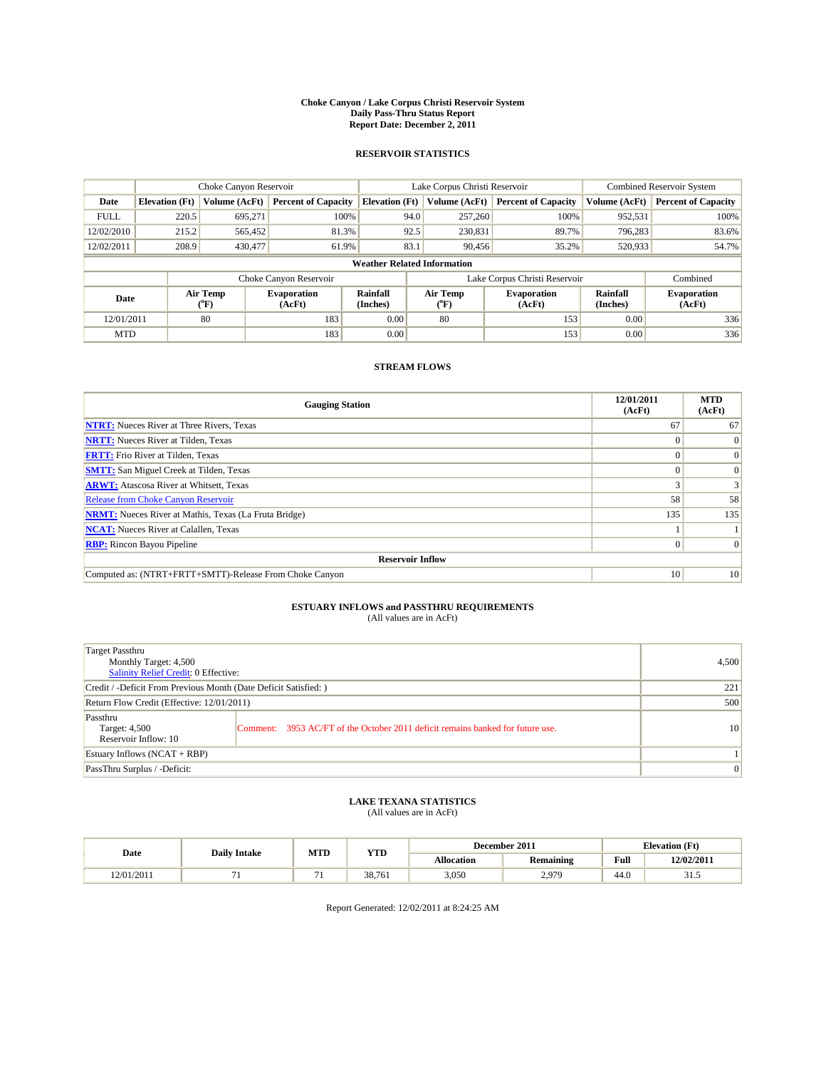# Choke Canyon / Lake Corpus Christi Reservoir System
## Daily Pass-Thru Status Report
## Report Date: December 2, 2011

### RESERVOIR STATISTICS

| | Choke Canyon Reservoir | | | Lake Corpus Christi Reservoir | | | Combined Reservoir System | |
|---|---|---|---|---|---|---|---|---|
| Date | Elevation (Ft) | Volume (AcFt) | Percent of Capacity | Elevation (Ft) | Volume (AcFt) | Percent of Capacity | Volume (AcFt) | Percent of Capacity |
| FULL | 220.5 | 695,271 | 100% | 94.0 | 257,260 | 100% | 952,531 | 100% |
| 12/02/2010 | 215.2 | 565,452 | 81.3% | 92.5 | 230,831 | 89.7% | 796,283 | 83.6% |
| 12/02/2011 | 208.9 | 430,477 | 61.9% | 83.1 | 90,456 | 35.2% | 520,933 | 54.7% |

**Weather Related Information**

| | Choke Canyon Reservoir | | | Lake Corpus Christi Reservoir | | | Combined |
|---|---|---|---|---|---|---|---|
| Date | Air Temp (°F) | Evaporation (AcFt) | Rainfall (Inches) | Air Temp (°F) | Evaporation (AcFt) | Rainfall (Inches) | Evaporation (AcFt) |
| 12/01/2011 | 80 | 183 | 0.00 | 80 | 153 | 0.00 | 336 |
| MTD | | 183 | 0.00 | | 153 | 0.00 | 336 |

### STREAM FLOWS

| Gauging Station | 12/01/2011 (AcFt) | MTD (AcFt) |
|---|---|---|
| NTRT: Nueces River at Three Rivers, Texas | 67 | 67 |
| NRTT: Nueces River at Tilden, Texas | 0 | 0 |
| FRTT: Frio River at Tilden, Texas | 0 | 0 |
| SMTT: San Miguel Creek at Tilden, Texas | 0 | 0 |
| ARWT: Atascosa River at Whitsett, Texas | 3 | 3 |
| Release from Choke Canyon Reservoir | 58 | 58 |
| NRMT: Nueces River at Mathis, Texas (La Fruta Bridge) | 135 | 135 |
| NCAT: Nueces River at Calallen, Texas | 1 | 1 |
| RBP: Rincon Bayou Pipeline | 0 | 0 |
| **Reservoir Inflow** | | |
| Computed as: (NTRT+FRTT+SMTT)-Release From Choke Canyon | 10 | 10 |

### ESTUARY INFLOWS and PASSTHRU REQUIREMENTS
(All values are in AcFt)

| | |
|---|---|
| Target Passthru<br>Monthly Target: 4,500<br>Salinity Relief Credit: 0 Effective: | 4,500 |
| Credit / -Deficit From Previous Month (Date Deficit Satisfied: ) | 221 |
| Return Flow Credit (Effective: 12/01/2011) | 500 |
| Passthru<br>Target: 4,500<br>Reservoir Inflow: 10<br>Comment: 3953 AC/FT of the October 2011 deficit remains banked for future use. | 10 |
| Estuary Inflows (NCAT + RBP) | 1 |
| PassThru Surplus / -Deficit: | 0 |

### LAKE TEXANA STATISTICS
(All values are in AcFt)

| Date | Daily Intake | MTD | YTD | December 2011 | | Elevation (Ft) | |
|---|---|---|---|---|---|---|---|
| | | | | Allocation | Remaining | Full | 12/02/2011 |
| 12/01/2011 | 71 | 71 | 38,761 | 3,050 | 2,979 | 44.0 | 31.5 |

Report Generated: 12/02/2011 at 8:24:25 AM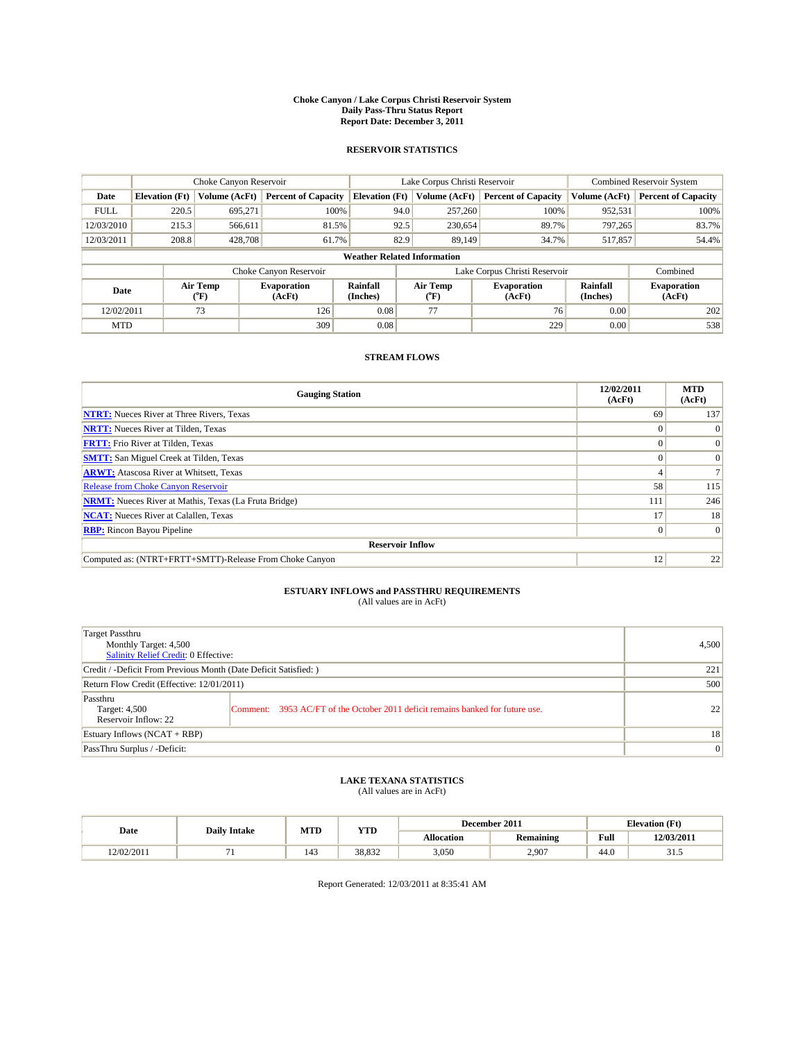# Choke Canyon / Lake Corpus Christi Reservoir System
## Daily Pass-Thru Status Report
## Report Date: December 3, 2011

### RESERVOIR STATISTICS

| | Choke Canyon Reservoir | | | Lake Corpus Christi Reservoir | | | Combined Reservoir System | |
|---|---|---|---|---|---|---|---|---|
| Date | Elevation (Ft) | Volume (AcFt) | Percent of Capacity | Elevation (Ft) | Volume (AcFt) | Percent of Capacity | Volume (AcFt) | Percent of Capacity |
| FULL | 220.5 | 695,271 | 100% | 94.0 | 257,260 | 100% | 952,531 | 100% |
| 12/03/2010 | 215.3 | 566,611 | 81.5% | 92.5 | 230,654 | 89.7% | 797,265 | 83.7% |
| 12/03/2011 | 208.8 | 428,708 | 61.7% | 82.9 | 89,149 | 34.7% | 517,857 | 54.4% |

**Weather Related Information**

| | Choke Canyon Reservoir | | | Lake Corpus Christi Reservoir | | | Combined |
|---|---|---|---|---|---|---|---|
| Date | Air Temp (°F) | Evaporation (AcFt) | Rainfall (Inches) | Air Temp (°F) | Evaporation (AcFt) | Rainfall (Inches) | Evaporation (AcFt) |
| 12/02/2011 | 73 | 126 | 0.08 | 77 | 76 | 0.00 | 202 |
| MTD | | 309 | 0.08 | | 229 | 0.00 | 538 |

### STREAM FLOWS

| Gauging Station | 12/02/2011 (AcFt) | MTD (AcFt) |
|---|---|---|
| NTRT: Nueces River at Three Rivers, Texas | 69 | 137 |
| NRTT: Nueces River at Tilden, Texas | 0 | 0 |
| FRTT: Frio River at Tilden, Texas | 0 | 0 |
| SMTT: San Miguel Creek at Tilden, Texas | 0 | 0 |
| ARWT: Atascosa River at Whitsett, Texas | 4 | 7 |
| Release from Choke Canyon Reservoir | 58 | 115 |
| NRMT: Nueces River at Mathis, Texas (La Fruta Bridge) | 111 | 246 |
| NCAT: Nueces River at Calallen, Texas | 17 | 18 |
| RBP: Rincon Bayou Pipeline | 0 | 0 |
| **Reservoir Inflow** | | |
| Computed as: (NTRT+FRTT+SMTT)-Release From Choke Canyon | 12 | 22 |

### ESTUARY INFLOWS and PASSTHRU REQUIREMENTS
(All values are in AcFt)

| | | |
|---|---|---|
| Target Passthru<br>Monthly Target: 4,500<br>Salinity Relief Credit: 0 Effective: | | 4,500 |
| Credit / -Deficit From Previous Month (Date Deficit Satisfied: ) | | 221 |
| Return Flow Credit (Effective: 12/01/2011) | | 500 |
| Passthru<br>Target: 4,500<br>Reservoir Inflow: 22 | Comment: 3953 AC/FT of the October 2011 deficit remains banked for future use. | 22 |
| Estuary Inflows (NCAT + RBP) | | 18 |
| PassThru Surplus / -Deficit: | | 0 |

### LAKE TEXANA STATISTICS
(All values are in AcFt)

| Date | Daily Intake | MTD | YTD | December 2011 | | Elevation (Ft) | |
|---|---|---|---|---|---|---|---|
| | | | | Allocation | Remaining | Full | 12/03/2011 |
| 12/02/2011 | 71 | 143 | 38,832 | 3,050 | 2,907 | 44.0 | 31.5 |

Report Generated: 12/03/2011 at 8:35:41 AM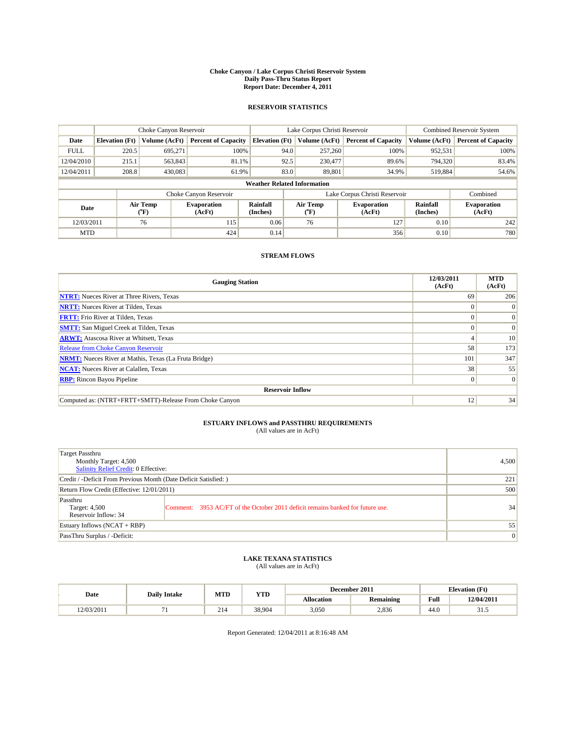# Choke Canyon / Lake Corpus Christi Reservoir System
## Daily Pass-Thru Status Report
## Report Date: December 4, 2011

### RESERVOIR STATISTICS

| | Choke Canyon Reservoir | | | Lake Corpus Christi Reservoir | | | Combined Reservoir System | |
|---|---|---|---|---|---|---|---|---|
| Date | Elevation (Ft) | Volume (AcFt) | Percent of Capacity | Elevation (Ft) | Volume (AcFt) | Percent of Capacity | Volume (AcFt) | Percent of Capacity |
| FULL | 220.5 | 695,271 | 100% | 94.0 | 257,260 | 100% | 952,531 | 100% |
| 12/04/2010 | 215.1 | 563,843 | 81.1% | 92.5 | 230,477 | 89.6% | 794,320 | 83.4% |
| 12/04/2011 | 208.8 | 430,083 | 61.9% | 83.0 | 89,801 | 34.9% | 519,884 | 54.6% |

**Weather Related Information**

| | Choke Canyon Reservoir | | | Lake Corpus Christi Reservoir | | | Combined |
|---|---|---|---|---|---|---|---|
| Date | Air Temp (°F) | Evaporation (AcFt) | Rainfall (Inches) | Air Temp (°F) | Evaporation (AcFt) | Rainfall (Inches) | Evaporation (AcFt) |
| 12/03/2011 | 76 | 115 | 0.06 | 76 | 127 | 0.10 | 242 |
| MTD | | 424 | 0.14 | | 356 | 0.10 | 780 |

### STREAM FLOWS

| Gauging Station | 12/03/2011 (AcFt) | MTD (AcFt) |
|---|---|---|
| NTRT: Nueces River at Three Rivers, Texas | 69 | 206 |
| NRTT: Nueces River at Tilden, Texas | 0 | 0 |
| FRTT: Frio River at Tilden, Texas | 0 | 0 |
| SMTT: San Miguel Creek at Tilden, Texas | 0 | 0 |
| ARWT: Atascosa River at Whitsett, Texas | 4 | 10 |
| Release from Choke Canyon Reservoir | 58 | 173 |
| NRMT: Nueces River at Mathis, Texas (La Fruta Bridge) | 101 | 347 |
| NCAT: Nueces River at Calallen, Texas | 38 | 55 |
| RBP: Rincon Bayou Pipeline | 0 | 0 |
| **Reservoir Inflow** | | |
| Computed as: (NTRT+FRTT+SMTT)-Release From Choke Canyon | 12 | 34 |

### ESTUARY INFLOWS and PASSTHRU REQUIREMENTS
(All values are in AcFt)

| | | |
|---|---|---|
| Target Passthru<br>Monthly Target: 4,500<br>Salinity Relief Credit: 0 Effective: | | 4,500 |
| Credit / -Deficit From Previous Month (Date Deficit Satisfied: ) | | 221 |
| Return Flow Credit (Effective: 12/01/2011) | | 500 |
| Passthru<br>Target: 4,500<br>Reservoir Inflow: 34 | Comment: 3953 AC/FT of the October 2011 deficit remains banked for future use. | 34 |
| Estuary Inflows (NCAT + RBP) | | 55 |
| PassThru Surplus / -Deficit: | | 0 |

### LAKE TEXANA STATISTICS
(All values are in AcFt)

| Date | Daily Intake | MTD | YTD | December 2011 | | Elevation (Ft) | |
|---|---|---|---|---|---|---|---|
| | | | | Allocation | Remaining | Full | 12/04/2011 |
| 12/03/2011 | 71 | 214 | 38,904 | 3,050 | 2,836 | 44.0 | 31.5 |

Report Generated: 12/04/2011 at 8:16:48 AM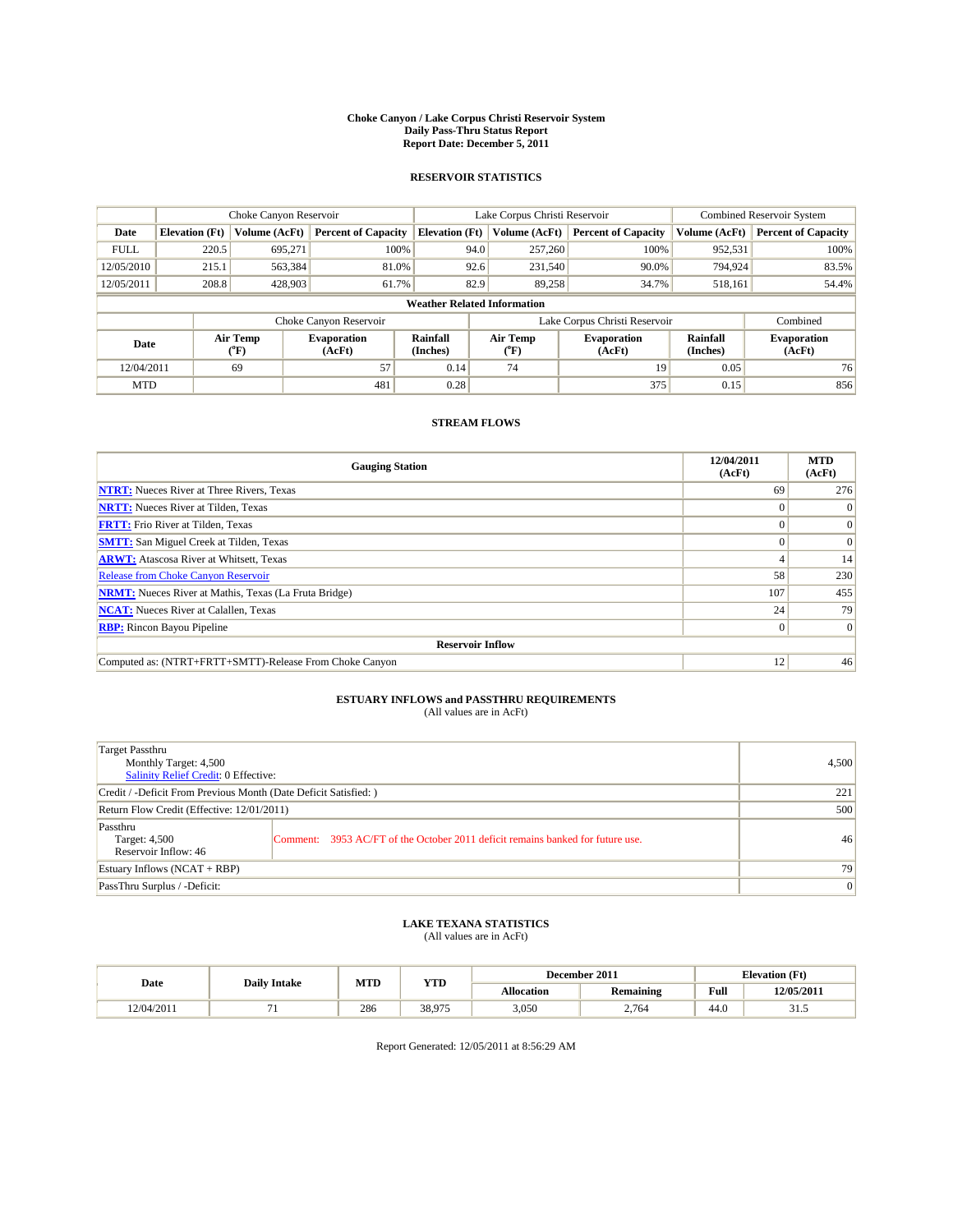**Choke Canyon / Lake Corpus Christi Reservoir System**
**Daily Pass-Thru Status Report**
**Report Date: December 5, 2011**

## RESERVOIR STATISTICS

| | Choke Canyon Reservoir | | | Lake Corpus Christi Reservoir | | | Combined Reservoir System | |
|---|---|---|---|---|---|---|---|---|
| **Date** | **Elevation (Ft)** | **Volume (AcFt)** | **Percent of Capacity** | **Elevation (Ft)** | **Volume (AcFt)** | **Percent of Capacity** | **Volume (AcFt)** | **Percent of Capacity** |
| FULL | 220.5 | 695,271 | 100% | 94.0 | 257,260 | 100% | 952,531 | 100% |
| 12/05/2010 | 215.1 | 563,384 | 81.0% | 92.6 | 231,540 | 90.0% | 794,924 | 83.5% |
| 12/05/2011 | 208.8 | 428,903 | 61.7% | 82.9 | 89,258 | 34.7% | 518,161 | 54.4% |

**Weather Related Information**

| | Choke Canyon Reservoir | | | Lake Corpus Christi Reservoir | | | Combined |
|---|---|---|---|---|---|---|---|
| **Date** | **Air Temp (°F)** | **Evaporation (AcFt)** | **Rainfall (Inches)** | **Air Temp (°F)** | **Evaporation (AcFt)** | **Rainfall (Inches)** | **Evaporation (AcFt)** |
| 12/04/2011 | 69 | 57 | 0.14 | 74 | 19 | 0.05 | 76 |
| MTD | | 481 | 0.28 | | 375 | 0.15 | 856 |

## STREAM FLOWS

| Gauging Station | 12/04/2011 (AcFt) | MTD (AcFt) |
|---|---|---|
| **NTRT:** Nueces River at Three Rivers, Texas | 69 | 276 |
| **NRTT:** Nueces River at Tilden, Texas | 0 | 0 |
| **FRTT:** Frio River at Tilden, Texas | 0 | 0 |
| **SMTT:** San Miguel Creek at Tilden, Texas | 0 | 0 |
| **ARWT:** Atascosa River at Whitsett, Texas | 4 | 14 |
| Release from Choke Canyon Reservoir | 58 | 230 |
| **NRMT:** Nueces River at Mathis, Texas (La Fruta Bridge) | 107 | 455 |
| **NCAT:** Nueces River at Calallen, Texas | 24 | 79 |
| **RBP:** Rincon Bayou Pipeline | 0 | 0 |
| **Reservoir Inflow** | | |
| Computed as: (NTRT+FRTT+SMTT)-Release From Choke Canyon | 12 | 46 |

## ESTUARY INFLOWS and PASSTHRU REQUIREMENTS
(All values are in AcFt)

| | | |
|---|---|---|
| Target Passthru<br>Monthly Target: 4,500<br>Salinity Relief Credit: 0 Effective: | | 4,500 |
| Credit / -Deficit From Previous Month (Date Deficit Satisfied: ) | | 221 |
| Return Flow Credit (Effective: 12/01/2011) | | 500 |
| Passthru<br>Target: 4,500<br>Reservoir Inflow: 46 | Comment: 3953 AC/FT of the October 2011 deficit remains banked for future use. | 46 |
| Estuary Inflows (NCAT + RBP) | | 79 |
| PassThru Surplus / -Deficit: | | 0 |

## LAKE TEXANA STATISTICS
(All values are in AcFt)

| Date | Daily Intake | MTD | YTD | December 2011 | | Elevation (Ft) | |
|---|---|---|---|---|---|---|---|
| | | | | **Allocation** | **Remaining** | **Full** | **12/05/2011** |
| 12/04/2011 | 71 | 286 | 38,975 | 3,050 | 2,764 | 44.0 | 31.5 |

Report Generated: 12/05/2011 at 8:56:29 AM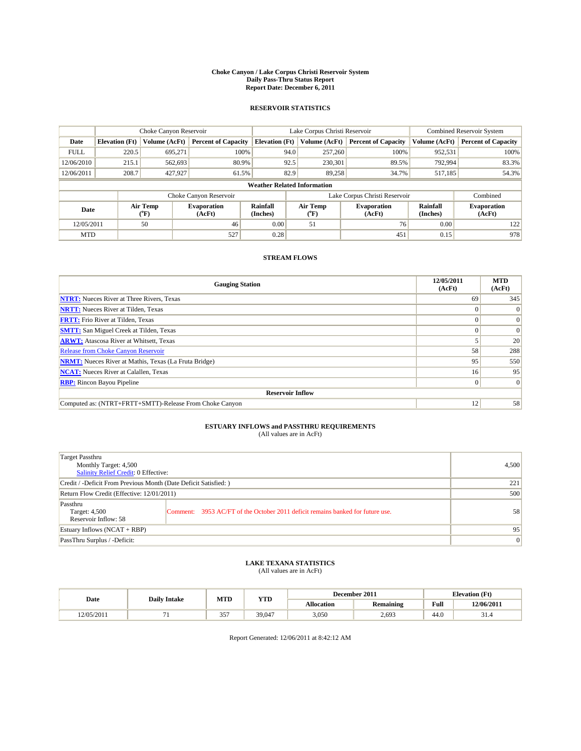# Choke Canyon / Lake Corpus Christi Reservoir System
## Daily Pass-Thru Status Report
## Report Date: December 6, 2011

### RESERVOIR STATISTICS

| | Choke Canyon Reservoir | | | Lake Corpus Christi Reservoir | | | Combined Reservoir System | |
|---|---|---|---|---|---|---|---|---|
| Date | Elevation (Ft) | Volume (AcFt) | Percent of Capacity | Elevation (Ft) | Volume (AcFt) | Percent of Capacity | Volume (AcFt) | Percent of Capacity |
| FULL | 220.5 | 695,271 | 100% | 94.0 | 257,260 | 100% | 952,531 | 100% |
| 12/06/2010 | 215.1 | 562,693 | 80.9% | 92.5 | 230,301 | 89.5% | 792,994 | 83.3% |
| 12/06/2011 | 208.7 | 427,927 | 61.5% | 82.9 | 89,258 | 34.7% | 517,185 | 54.3% |

**Weather Related Information**

| | Choke Canyon Reservoir | | | Lake Corpus Christi Reservoir | | | Combined |
|---|---|---|---|---|---|---|---|
| Date | Air Temp (°F) | Evaporation (AcFt) | Rainfall (Inches) | Air Temp (°F) | Evaporation (AcFt) | Rainfall (Inches) | Evaporation (AcFt) |
| 12/05/2011 | 50 | 46 | 0.00 | 51 | 76 | 0.00 | 122 |
| MTD | | 527 | 0.28 | | 451 | 0.15 | 978 |

### STREAM FLOWS

| Gauging Station | 12/05/2011 (AcFt) | MTD (AcFt) |
|---|---|---|
| NTRT: Nueces River at Three Rivers, Texas | 69 | 345 |
| NRTT: Nueces River at Tilden, Texas | 0 | 0 |
| FRTT: Frio River at Tilden, Texas | 0 | 0 |
| SMTT: San Miguel Creek at Tilden, Texas | 0 | 0 |
| ARWT: Atascosa River at Whitsett, Texas | 5 | 20 |
| Release from Choke Canyon Reservoir | 58 | 288 |
| NRMT: Nueces River at Mathis, Texas (La Fruta Bridge) | 95 | 550 |
| NCAT: Nueces River at Calallen, Texas | 16 | 95 |
| RBP: Rincon Bayou Pipeline | 0 | 0 |
| **Reservoir Inflow** | | |
| Computed as: (NTRT+FRTT+SMTT)-Release From Choke Canyon | 12 | 58 |

### ESTUARY INFLOWS and PASSTHRU REQUIREMENTS
(All values are in AcFt)

| | | |
|---|---|---|
| Target Passthru<br>Monthly Target: 4,500<br>Salinity Relief Credit: 0 Effective: | | 4,500 |
| Credit / -Deficit From Previous Month (Date Deficit Satisfied: ) | | 221 |
| Return Flow Credit (Effective: 12/01/2011) | | 500 |
| Passthru<br>Target: 4,500<br>Reservoir Inflow: 58 | Comment: 3953 AC/FT of the October 2011 deficit remains banked for future use. | 58 |
| Estuary Inflows (NCAT + RBP) | | 95 |
| PassThru Surplus / -Deficit: | | 0 |

### LAKE TEXANA STATISTICS
(All values are in AcFt)

| Date | Daily Intake | MTD | YTD | December 2011 | | Elevation (Ft) | |
|---|---|---|---|---|---|---|---|
| | | | | Allocation | Remaining | Full | 12/06/2011 |
| 12/05/2011 | 71 | 357 | 39,047 | 3,050 | 2,693 | 44.0 | 31.4 |

Report Generated: 12/06/2011 at 8:42:12 AM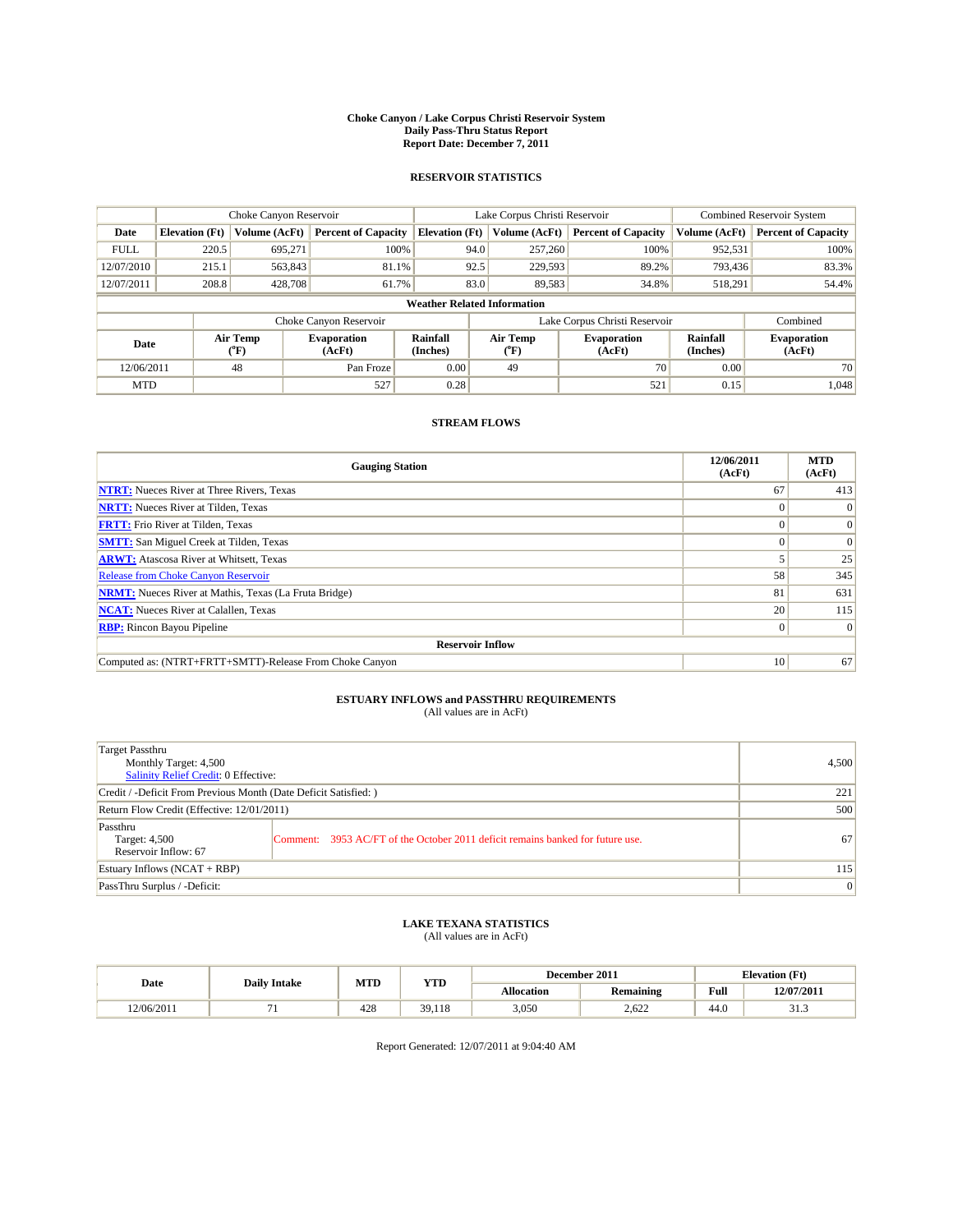**Choke Canyon / Lake Corpus Christi Reservoir System**
**Daily Pass-Thru Status Report**
**Report Date: December 7, 2011**

## RESERVOIR STATISTICS

| | Choke Canyon Reservoir | | | Lake Corpus Christi Reservoir | | | Combined Reservoir System | |
|---|---|---|---|---|---|---|---|---|
| Date | Elevation (Ft) | Volume (AcFt) | Percent of Capacity | Elevation (Ft) | Volume (AcFt) | Percent of Capacity | Volume (AcFt) | Percent of Capacity |
| FULL | 220.5 | 695,271 | 100% | 94.0 | 257,260 | 100% | 952,531 | 100% |
| 12/07/2010 | 215.1 | 563,843 | 81.1% | 92.5 | 229,593 | 89.2% | 793,436 | 83.3% |
| 12/07/2011 | 208.8 | 428,708 | 61.7% | 83.0 | 89,583 | 34.8% | 518,291 | 54.4% |

**Weather Related Information**

| | Choke Canyon Reservoir | | | Lake Corpus Christi Reservoir | | | Combined |
|---|---|---|---|---|---|---|---|
| Date | Air Temp (°F) | Evaporation (AcFt) | Rainfall (Inches) | Air Temp (°F) | Evaporation (AcFt) | Rainfall (Inches) | Evaporation (AcFt) |
| 12/06/2011 | 48 | Pan Froze | 0.00 | 49 | 70 | 0.00 | 70 |
| MTD | | 527 | 0.28 | | 521 | 0.15 | 1,048 |

## STREAM FLOWS

| Gauging Station | 12/06/2011 (AcFt) | MTD (AcFt) |
|---|---|---|
| **NTRT:** Nueces River at Three Rivers, Texas | 67 | 413 |
| **NRTT:** Nueces River at Tilden, Texas | 0 | 0 |
| **FRTT:** Frio River at Tilden, Texas | 0 | 0 |
| **SMTT:** San Miguel Creek at Tilden, Texas | 0 | 0 |
| **ARWT:** Atascosa River at Whitsett, Texas | 5 | 25 |
| Release from Choke Canyon Reservoir | 58 | 345 |
| **NRMT:** Nueces River at Mathis, Texas (La Fruta Bridge) | 81 | 631 |
| **NCAT:** Nueces River at Calallen, Texas | 20 | 115 |
| **RBP:** Rincon Bayou Pipeline | 0 | 0 |
| **Reservoir Inflow** | | |
| Computed as: (NTRT+FRTT+SMTT)-Release From Choke Canyon | 10 | 67 |

## ESTUARY INFLOWS and PASSTHRU REQUIREMENTS

(All values are in AcFt)

| | | |
|---|---|---|
| Target Passthru<br>Monthly Target: 4,500<br>Salinity Relief Credit: 0 Effective: | | 4,500 |
| Credit / -Deficit From Previous Month (Date Deficit Satisfied: ) | | 221 |
| Return Flow Credit (Effective: 12/01/2011) | | 500 |
| Passthru<br>Target: 4,500<br>Reservoir Inflow: 67 | Comment: 3953 AC/FT of the October 2011 deficit remains banked for future use. | 67 |
| Estuary Inflows (NCAT + RBP) | | 115 |
| PassThru Surplus / -Deficit: | | 0 |

## LAKE TEXANA STATISTICS

(All values are in AcFt)

| Date | Daily Intake | MTD | YTD | December 2011 | | Elevation (Ft) | |
|---|---|---|---|---|---|---|---|
| | | | | Allocation | Remaining | Full | 12/07/2011 |
| 12/06/2011 | 71 | 428 | 39,118 | 3,050 | 2,622 | 44.0 | 31.3 |

Report Generated: 12/07/2011 at 9:04:40 AM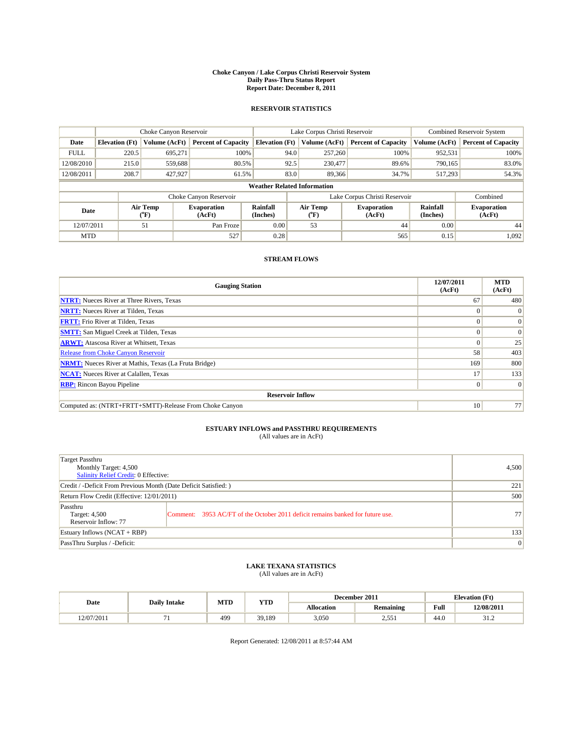# Choke Canyon / Lake Corpus Christi Reservoir System
## Daily Pass-Thru Status Report
## Report Date: December 8, 2011

### RESERVOIR STATISTICS

| | Choke Canyon Reservoir | | | Lake Corpus Christi Reservoir | | | Combined Reservoir System | |
|---|---|---|---|---|---|---|---|---|
| Date | Elevation (Ft) | Volume (AcFt) | Percent of Capacity | Elevation (Ft) | Volume (AcFt) | Percent of Capacity | Volume (AcFt) | Percent of Capacity |
| FULL | 220.5 | 695,271 | 100% | 94.0 | 257,260 | 100% | 952,531 | 100% |
| 12/08/2010 | 215.0 | 559,688 | 80.5% | 92.5 | 230,477 | 89.6% | 790,165 | 83.0% |
| 12/08/2011 | 208.7 | 427,927 | 61.5% | 83.0 | 89,366 | 34.7% | 517,293 | 54.3% |

**Weather Related Information**

| | Choke Canyon Reservoir | | | Lake Corpus Christi Reservoir | | | Combined |
|---|---|---|---|---|---|---|---|
| Date | Air Temp (°F) | Evaporation (AcFt) | Rainfall (Inches) | Air Temp (°F) | Evaporation (AcFt) | Rainfall (Inches) | Evaporation (AcFt) |
| 12/07/2011 | 51 | Pan Froze | 0.00 | 53 | 44 | 0.00 | 44 |
| MTD | | 527 | 0.28 | | 565 | 0.15 | 1,092 |

### STREAM FLOWS

| Gauging Station | 12/07/2011 (AcFt) | MTD (AcFt) |
|---|---|---|
| NTRT: Nueces River at Three Rivers, Texas | 67 | 480 |
| NRTT: Nueces River at Tilden, Texas | 0 | 0 |
| FRTT: Frio River at Tilden, Texas | 0 | 0 |
| SMTT: San Miguel Creek at Tilden, Texas | 0 | 0 |
| ARWT: Atascosa River at Whitsett, Texas | 0 | 25 |
| Release from Choke Canyon Reservoir | 58 | 403 |
| NRMT: Nueces River at Mathis, Texas (La Fruta Bridge) | 169 | 800 |
| NCAT: Nueces River at Calallen, Texas | 17 | 133 |
| RBP: Rincon Bayou Pipeline | 0 | 0 |
| **Reservoir Inflow** | | |
| Computed as: (NTRT+FRTT+SMTT)-Release From Choke Canyon | 10 | 77 |

### ESTUARY INFLOWS and PASSTHRU REQUIREMENTS
(All values are in AcFt)

| | | |
|---|---|---|
| Target Passthru<br>Monthly Target: 4,500<br>Salinity Relief Credit: 0 Effective: | | 4,500 |
| Credit / -Deficit From Previous Month (Date Deficit Satisfied: ) | | 221 |
| Return Flow Credit (Effective: 12/01/2011) | | 500 |
| Passthru<br>Target: 4,500<br>Reservoir Inflow: 77 | Comment: 3953 AC/FT of the October 2011 deficit remains banked for future use. | 77 |
| Estuary Inflows (NCAT + RBP) | | 133 |
| PassThru Surplus / -Deficit: | | 0 |

### LAKE TEXANA STATISTICS
(All values are in AcFt)

| Date | Daily Intake | MTD | YTD | December 2011 | | Elevation (Ft) | |
|---|---|---|---|---|---|---|---|
| | | | | Allocation | Remaining | Full | 12/08/2011 |
| 12/07/2011 | 71 | 499 | 39,189 | 3,050 | 2,551 | 44.0 | 31.2 |

Report Generated: 12/08/2011 at 8:57:44 AM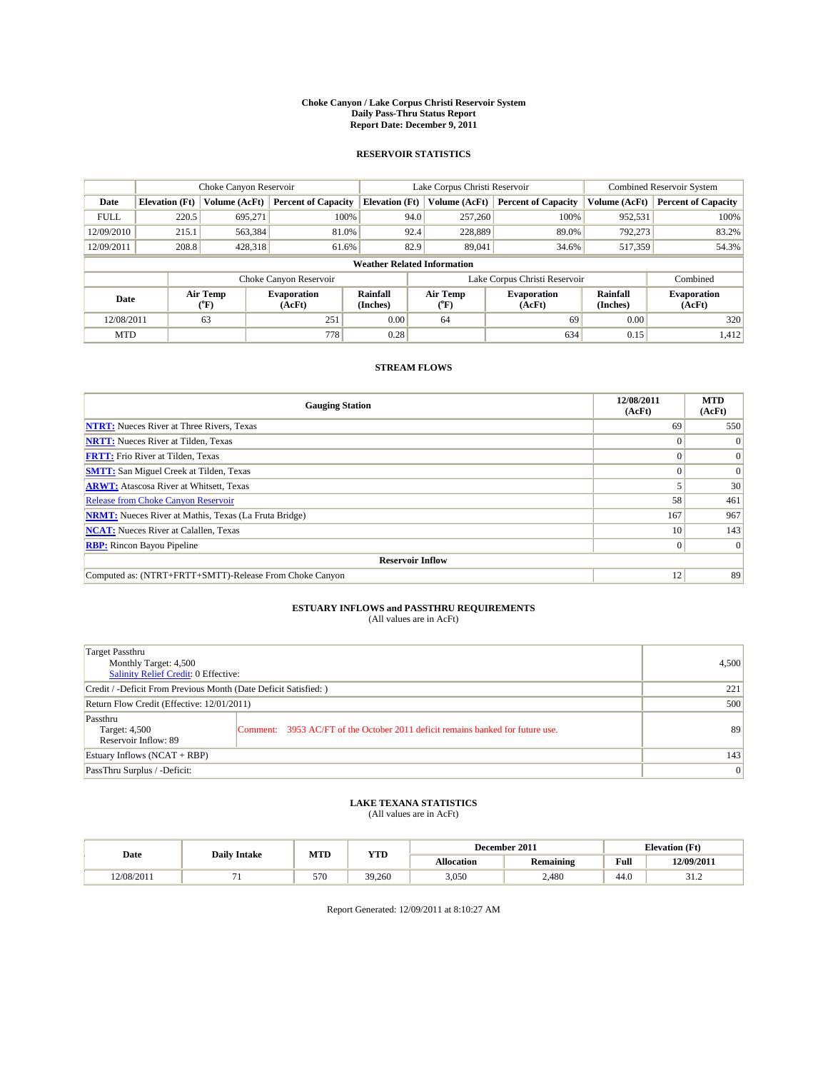# Choke Canyon / Lake Corpus Christi Reservoir System
## Daily Pass-Thru Status Report
## Report Date: December 9, 2011

### RESERVOIR STATISTICS

| | Choke Canyon Reservoir | | | Lake Corpus Christi Reservoir | | | Combined Reservoir System | |
|---|---|---|---|---|---|---|---|---|
| Date | Elevation (Ft) | Volume (AcFt) | Percent of Capacity | Elevation (Ft) | Volume (AcFt) | Percent of Capacity | Volume (AcFt) | Percent of Capacity |
| FULL | 220.5 | 695,271 | 100% | 94.0 | 257,260 | 100% | 952,531 | 100% |
| 12/09/2010 | 215.1 | 563,384 | 81.0% | 92.4 | 228,889 | 89.0% | 792,273 | 83.2% |
| 12/09/2011 | 208.8 | 428,318 | 61.6% | 82.9 | 89,041 | 34.6% | 517,359 | 54.3% |

**Weather Related Information**

| | Choke Canyon Reservoir | | | Lake Corpus Christi Reservoir | | | Combined |
|---|---|---|---|---|---|---|---|
| Date | Air Temp (°F) | Evaporation (AcFt) | Rainfall (Inches) | Air Temp (°F) | Evaporation (AcFt) | Rainfall (Inches) | Evaporation (AcFt) |
| 12/08/2011 | 63 | 251 | 0.00 | 64 | 69 | 0.00 | 320 |
| MTD | | 778 | 0.28 | | 634 | 0.15 | 1,412 |

### STREAM FLOWS

| Gauging Station | 12/08/2011 (AcFt) | MTD (AcFt) |
|---|---|---|
| NTRT: Nueces River at Three Rivers, Texas | 69 | 550 |
| NRTT: Nueces River at Tilden, Texas | 0 | 0 |
| FRTT: Frio River at Tilden, Texas | 0 | 0 |
| SMTT: San Miguel Creek at Tilden, Texas | 0 | 0 |
| ARWT: Atascosa River at Whitsett, Texas | 5 | 30 |
| Release from Choke Canyon Reservoir | 58 | 461 |
| NRMT: Nueces River at Mathis, Texas (La Fruta Bridge) | 167 | 967 |
| NCAT: Nueces River at Calallen, Texas | 10 | 143 |
| RBP: Rincon Bayou Pipeline | 0 | 0 |
| **Reservoir Inflow** | | |
| Computed as: (NTRT+FRTT+SMTT)-Release From Choke Canyon | 12 | 89 |

### ESTUARY INFLOWS and PASSTHRU REQUIREMENTS
(All values are in AcFt)

| | | |
|---|---|---|
| Target Passthru<br>Monthly Target: 4,500<br>Salinity Relief Credit: 0 Effective: | | 4,500 |
| Credit / -Deficit From Previous Month (Date Deficit Satisfied: ) | | 221 |
| Return Flow Credit (Effective: 12/01/2011) | | 500 |
| Passthru<br>Target: 4,500<br>Reservoir Inflow: 89 | Comment: 3953 AC/FT of the October 2011 deficit remains banked for future use. | 89 |
| Estuary Inflows (NCAT + RBP) | | 143 |
| PassThru Surplus / -Deficit: | | 0 |

### LAKE TEXANA STATISTICS
(All values are in AcFt)

| Date | Daily Intake | MTD | YTD | December 2011 | | Elevation (Ft) | |
|---|---|---|---|---|---|---|---|
| | | | | Allocation | Remaining | Full | 12/09/2011 |
| 12/08/2011 | 71 | 570 | 39,260 | 3,050 | 2,480 | 44.0 | 31.2 |

Report Generated: 12/09/2011 at 8:10:27 AM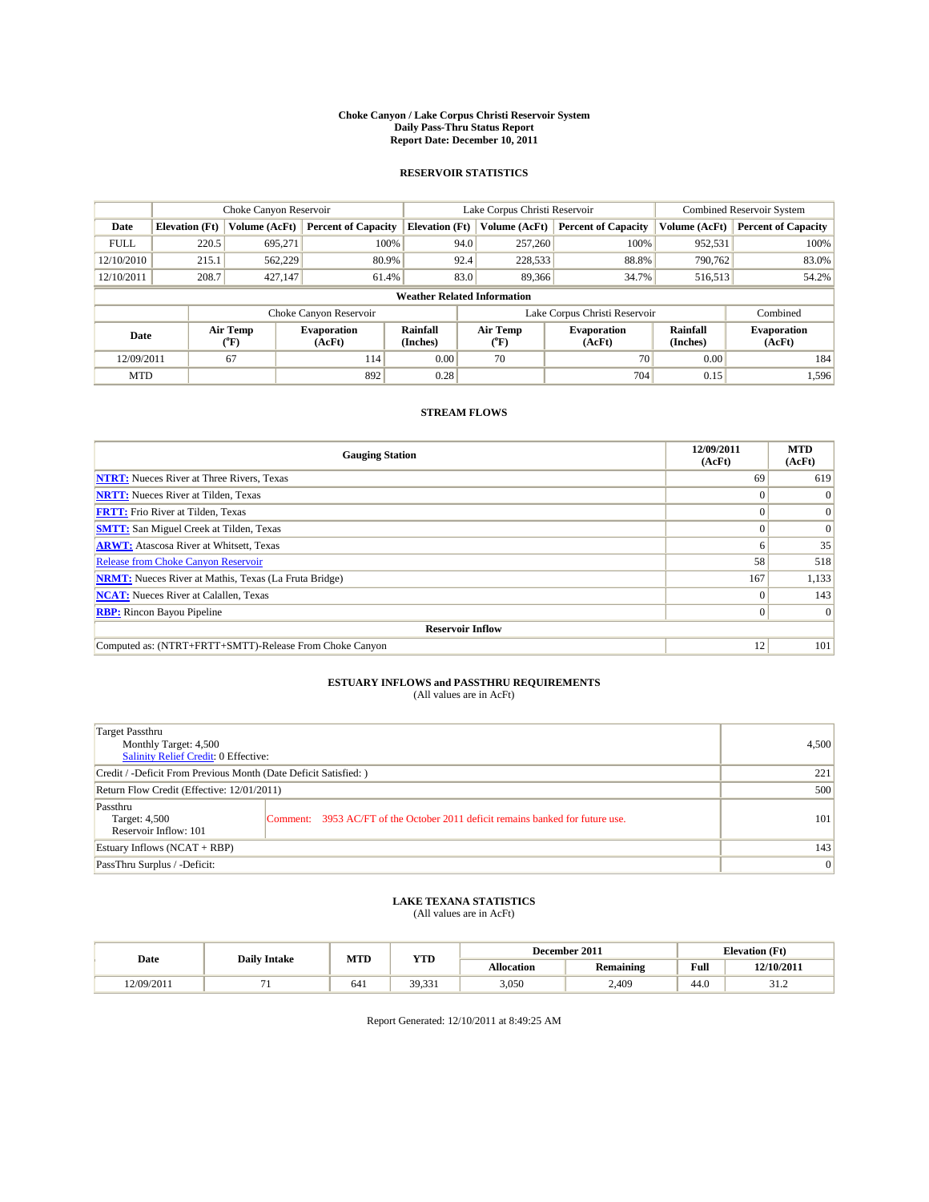# Choke Canyon / Lake Corpus Christi Reservoir System
## Daily Pass-Thru Status Report
### Report Date: December 10, 2011

## RESERVOIR STATISTICS

| | Choke Canyon Reservoir | | | Lake Corpus Christi Reservoir | | | Combined Reservoir System | |
|---|---|---|---|---|---|---|---|---|
| Date | Elevation (Ft) | Volume (AcFt) | Percent of Capacity | Elevation (Ft) | Volume (AcFt) | Percent of Capacity | Volume (AcFt) | Percent of Capacity |
| FULL | 220.5 | 695,271 | 100% | 94.0 | 257,260 | 100% | 952,531 | 100% |
| 12/10/2010 | 215.1 | 562,229 | 80.9% | 92.4 | 228,533 | 88.8% | 790,762 | 83.0% |
| 12/10/2011 | 208.7 | 427,147 | 61.4% | 83.0 | 89,366 | 34.7% | 516,513 | 54.2% |

**Weather Related Information**

| | Choke Canyon Reservoir | | | Lake Corpus Christi Reservoir | | | Combined |
|---|---|---|---|---|---|---|---|
| Date | Air Temp (°F) | Evaporation (AcFt) | Rainfall (Inches) | Air Temp (°F) | Evaporation (AcFt) | Rainfall (Inches) | Evaporation (AcFt) |
| 12/09/2011 | 67 | 114 | 0.00 | 70 | 70 | 0.00 | 184 |
| MTD | | 892 | 0.28 | | 704 | 0.15 | 1,596 |

## STREAM FLOWS

| Gauging Station | 12/09/2011 (AcFt) | MTD (AcFt) |
|---|---|---|
| NTRT: Nueces River at Three Rivers, Texas | 69 | 619 |
| NRTT: Nueces River at Tilden, Texas | 0 | 0 |
| FRTT: Frio River at Tilden, Texas | 0 | 0 |
| SMTT: San Miguel Creek at Tilden, Texas | 0 | 0 |
| ARWT: Atascosa River at Whitsett, Texas | 6 | 35 |
| Release from Choke Canyon Reservoir | 58 | 518 |
| NRMT: Nueces River at Mathis, Texas (La Fruta Bridge) | 167 | 1,133 |
| NCAT: Nueces River at Calallen, Texas | 0 | 143 |
| RBP: Rincon Bayou Pipeline | 0 | 0 |
| **Reservoir Inflow** | | |
| Computed as: (NTRT+FRTT+SMTT)-Release From Choke Canyon | 12 | 101 |

## ESTUARY INFLOWS and PASSTHRU REQUIREMENTS
(All values are in AcFt)

| | | |
|---|---|---|
| Target Passthru<br>Monthly Target: 4,500<br>Salinity Relief Credit: 0 Effective: | | 4,500 |
| Credit / -Deficit From Previous Month (Date Deficit Satisfied: ) | | 221 |
| Return Flow Credit (Effective: 12/01/2011) | | 500 |
| Passthru<br>Target: 4,500<br>Reservoir Inflow: 101 | Comment: 3953 AC/FT of the October 2011 deficit remains banked for future use. | 101 |
| Estuary Inflows (NCAT + RBP) | | 143 |
| PassThru Surplus / -Deficit: | | 0 |

## LAKE TEXANA STATISTICS
(All values are in AcFt)

| Date | Daily Intake | MTD | YTD | December 2011 | | Elevation (Ft) | |
|---|---|---|---|---|---|---|---|
| | | | | Allocation | Remaining | Full | 12/10/2011 |
| 12/09/2011 | 71 | 641 | 39,331 | 3,050 | 2,409 | 44.0 | 31.2 |

Report Generated: 12/10/2011 at 8:49:25 AM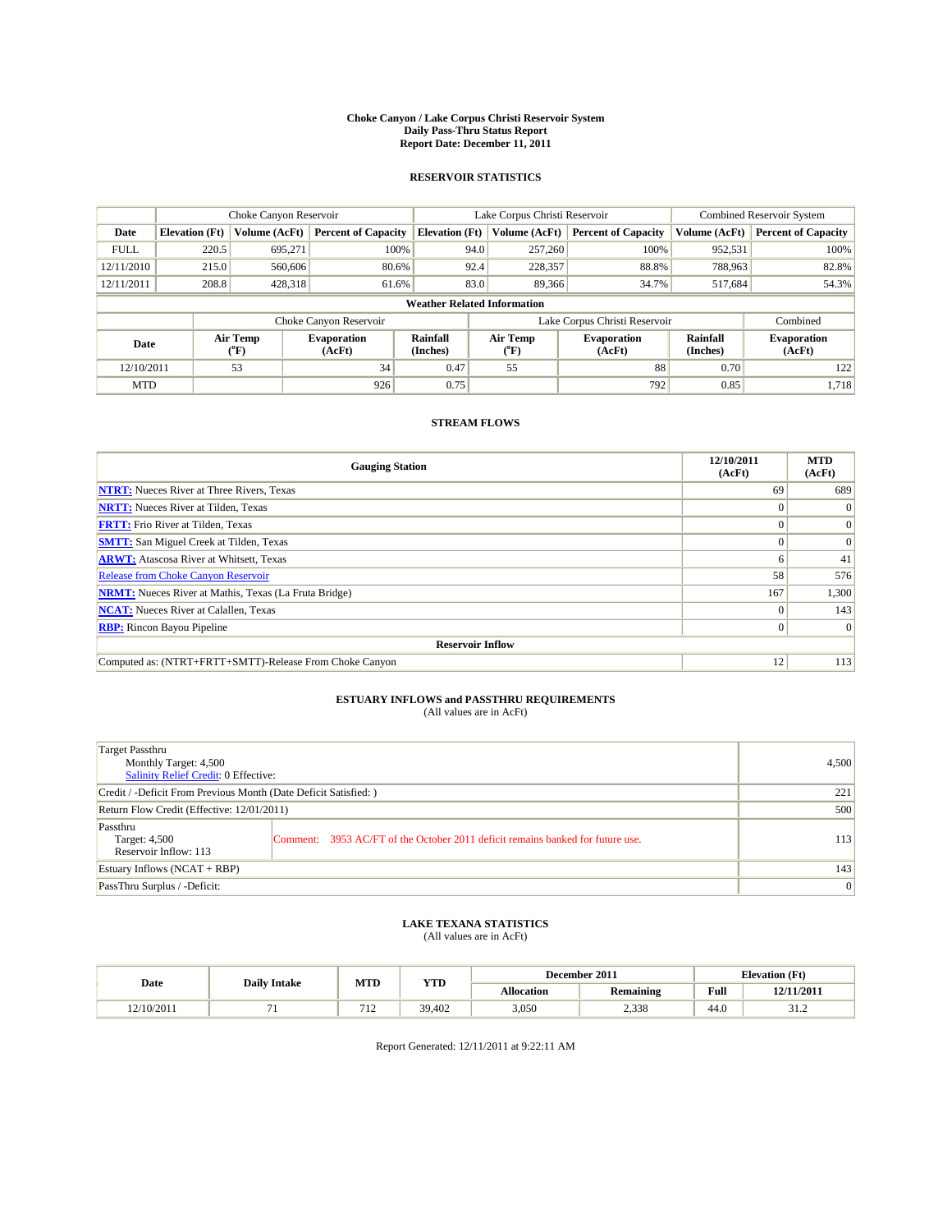**Choke Canyon / Lake Corpus Christi Reservoir System**
**Daily Pass-Thru Status Report**
**Report Date: December 11, 2011**

## RESERVOIR STATISTICS

| | Choke Canyon Reservoir | | | Lake Corpus Christi Reservoir | | | Combined Reservoir System | |
|---|---|---|---|---|---|---|---|---|
| **Date** | **Elevation (Ft)** | **Volume (AcFt)** | **Percent of Capacity** | **Elevation (Ft)** | **Volume (AcFt)** | **Percent of Capacity** | **Volume (AcFt)** | **Percent of Capacity** |
| FULL | 220.5 | 695,271 | 100% | 94.0 | 257,260 | 100% | 952,531 | 100% |
| 12/11/2010 | 215.0 | 560,606 | 80.6% | 92.4 | 228,357 | 88.8% | 788,963 | 82.8% |
| 12/11/2011 | 208.8 | 428,318 | 61.6% | 83.0 | 89,366 | 34.7% | 517,684 | 54.3% |

**Weather Related Information**

| | Choke Canyon Reservoir | | | Lake Corpus Christi Reservoir | | | Combined |
|---|---|---|---|---|---|---|---|
| **Date** | **Air Temp (°F)** | **Evaporation (AcFt)** | **Rainfall (Inches)** | **Air Temp (°F)** | **Evaporation (AcFt)** | **Rainfall (Inches)** | **Evaporation (AcFt)** |
| 12/10/2011 | 53 | 34 | 0.47 | 55 | 88 | 0.70 | 122 |
| MTD | | 926 | 0.75 | | 792 | 0.85 | 1,718 |

## STREAM FLOWS

| Gauging Station | 12/10/2011 (AcFt) | MTD (AcFt) |
|---|---|---|
| **NTRT:** Nueces River at Three Rivers, Texas | 69 | 689 |
| **NRTT:** Nueces River at Tilden, Texas | 0 | 0 |
| **FRTT:** Frio River at Tilden, Texas | 0 | 0 |
| **SMTT:** San Miguel Creek at Tilden, Texas | 0 | 0 |
| **ARWT:** Atascosa River at Whitsett, Texas | 6 | 41 |
| Release from Choke Canyon Reservoir | 58 | 576 |
| **NRMT:** Nueces River at Mathis, Texas (La Fruta Bridge) | 167 | 1,300 |
| **NCAT:** Nueces River at Calallen, Texas | 0 | 143 |
| **RBP:** Rincon Bayou Pipeline | 0 | 0 |
| **Reservoir Inflow** | | |
| Computed as: (NTRT+FRTT+SMTT)-Release From Choke Canyon | 12 | 113 |

## ESTUARY INFLOWS and PASSTHRU REQUIREMENTS
(All values are in AcFt)

| | | |
|---|---|---|
| Target Passthru<br>Monthly Target: 4,500<br>Salinity Relief Credit: 0 Effective: | | 4,500 |
| Credit / -Deficit From Previous Month (Date Deficit Satisfied: ) | | 221 |
| Return Flow Credit (Effective: 12/01/2011) | | 500 |
| Passthru<br>Target: 4,500<br>Reservoir Inflow: 113 | Comment: 3953 AC/FT of the October 2011 deficit remains banked for future use. | 113 |
| Estuary Inflows (NCAT + RBP) | | 143 |
| PassThru Surplus / -Deficit: | | 0 |

## LAKE TEXANA STATISTICS
(All values are in AcFt)

| Date | Daily Intake | MTD | YTD | December 2011 | | Elevation (Ft) | |
|---|---|---|---|---|---|---|---|
| | | | | **Allocation** | **Remaining** | **Full** | **12/11/2011** |
| 12/10/2011 | 71 | 712 | 39,402 | 3,050 | 2,338 | 44.0 | 31.2 |

Report Generated: 12/11/2011 at 9:22:11 AM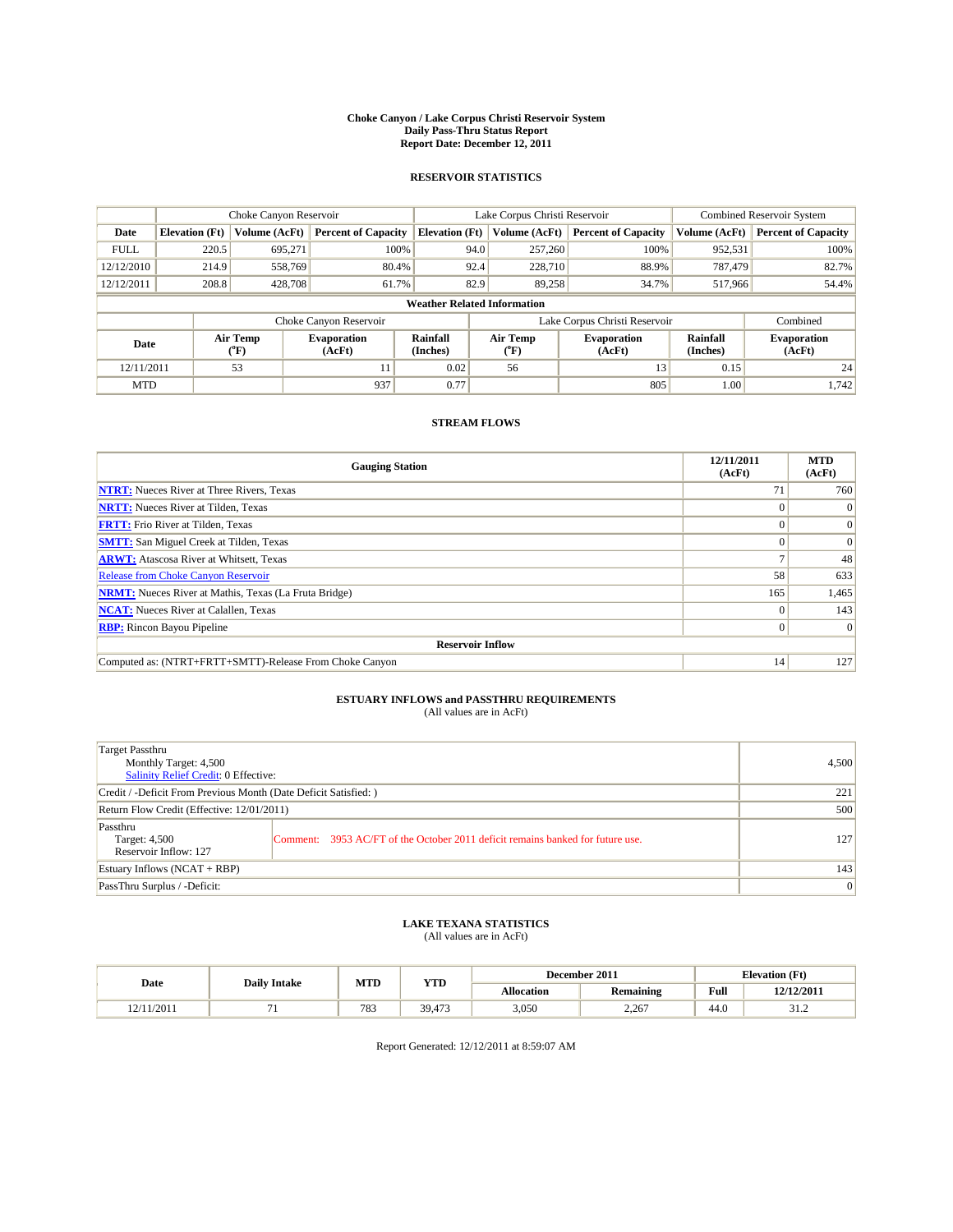# Choke Canyon / Lake Corpus Christi Reservoir System
## Daily Pass-Thru Status Report
### Report Date: December 12, 2011

## RESERVOIR STATISTICS

| | Choke Canyon Reservoir | | | Lake Corpus Christi Reservoir | | | Combined Reservoir System | |
|---|---|---|---|---|---|---|---|---|
| Date | Elevation (Ft) | Volume (AcFt) | Percent of Capacity | Elevation (Ft) | Volume (AcFt) | Percent of Capacity | Volume (AcFt) | Percent of Capacity |
| FULL | 220.5 | 695,271 | 100% | 94.0 | 257,260 | 100% | 952,531 | 100% |
| 12/12/2010 | 214.9 | 558,769 | 80.4% | 92.4 | 228,710 | 88.9% | 787,479 | 82.7% |
| 12/12/2011 | 208.8 | 428,708 | 61.7% | 82.9 | 89,258 | 34.7% | 517,966 | 54.4% |

**Weather Related Information**

| | Choke Canyon Reservoir | | | Lake Corpus Christi Reservoir | | | Combined |
|---|---|---|---|---|---|---|---|
| Date | Air Temp (°F) | Evaporation (AcFt) | Rainfall (Inches) | Air Temp (°F) | Evaporation (AcFt) | Rainfall (Inches) | Evaporation (AcFt) |
| 12/11/2011 | 53 | 11 | 0.02 | 56 | 13 | 0.15 | 24 |
| MTD | | 937 | 0.77 | | 805 | 1.00 | 1,742 |

## STREAM FLOWS

| Gauging Station | 12/11/2011 (AcFt) | MTD (AcFt) |
|---|---|---|
| NTRT: Nueces River at Three Rivers, Texas | 71 | 760 |
| NRTT: Nueces River at Tilden, Texas | 0 | 0 |
| FRTT: Frio River at Tilden, Texas | 0 | 0 |
| SMTT: San Miguel Creek at Tilden, Texas | 0 | 0 |
| ARWT: Atascosa River at Whitsett, Texas | 7 | 48 |
| Release from Choke Canyon Reservoir | 58 | 633 |
| NRMT: Nueces River at Mathis, Texas (La Fruta Bridge) | 165 | 1,465 |
| NCAT: Nueces River at Calallen, Texas | 0 | 143 |
| RBP: Rincon Bayou Pipeline | 0 | 0 |
| **Reservoir Inflow** | | |
| Computed as: (NTRT+FRTT+SMTT)-Release From Choke Canyon | 14 | 127 |

## ESTUARY INFLOWS and PASSTHRU REQUIREMENTS
(All values are in AcFt)

| | | |
|---|---|---|
| Target Passthru<br>Monthly Target: 4,500<br>Salinity Relief Credit: 0 Effective: | | 4,500 |
| Credit / -Deficit From Previous Month (Date Deficit Satisfied: ) | | 221 |
| Return Flow Credit (Effective: 12/01/2011) | | 500 |
| Passthru<br>Target: 4,500<br>Reservoir Inflow: 127 | Comment: 3953 AC/FT of the October 2011 deficit remains banked for future use. | 127 |
| Estuary Inflows (NCAT + RBP) | | 143 |
| PassThru Surplus / -Deficit: | | 0 |

## LAKE TEXANA STATISTICS
(All values are in AcFt)

| Date | Daily Intake | MTD | YTD | December 2011 | | Elevation (Ft) | |
|---|---|---|---|---|---|---|---|
| | | | | Allocation | Remaining | Full | 12/12/2011 |
| 12/11/2011 | 71 | 783 | 39,473 | 3,050 | 2,267 | 44.0 | 31.2 |

Report Generated: 12/12/2011 at 8:59:07 AM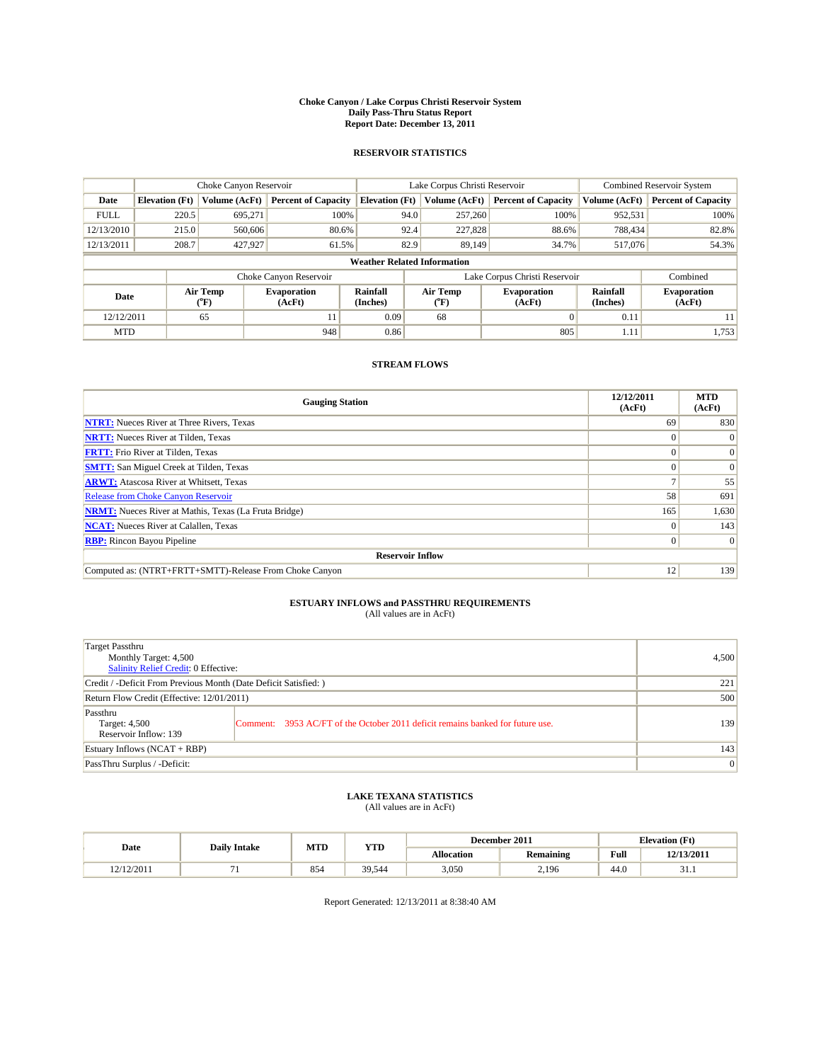**Choke Canyon / Lake Corpus Christi Reservoir System**
**Daily Pass-Thru Status Report**
**Report Date: December 13, 2011**

## RESERVOIR STATISTICS

| | Choke Canyon Reservoir | | | Lake Corpus Christi Reservoir | | | Combined Reservoir System | |
|---|---|---|---|---|---|---|---|---|
| Date | Elevation (Ft) | Volume (AcFt) | Percent of Capacity | Elevation (Ft) | Volume (AcFt) | Percent of Capacity | Volume (AcFt) | Percent of Capacity |
| FULL | 220.5 | 695,271 | 100% | 94.0 | 257,260 | 100% | 952,531 | 100% |
| 12/13/2010 | 215.0 | 560,606 | 80.6% | 92.4 | 227,828 | 88.6% | 788,434 | 82.8% |
| 12/13/2011 | 208.7 | 427,927 | 61.5% | 82.9 | 89,149 | 34.7% | 517,076 | 54.3% |

**Weather Related Information**

| | Choke Canyon Reservoir | | | Lake Corpus Christi Reservoir | | | Combined |
|---|---|---|---|---|---|---|---|
| Date | Air Temp (°F) | Evaporation (AcFt) | Rainfall (Inches) | Air Temp (°F) | Evaporation (AcFt) | Rainfall (Inches) | Evaporation (AcFt) |
| 12/12/2011 | 65 | 11 | 0.09 | 68 | 0 | 0.11 | 11 |
| MTD | | 948 | 0.86 | | 805 | 1.11 | 1,753 |

## STREAM FLOWS

| Gauging Station | 12/12/2011 (AcFt) | MTD (AcFt) |
|---|---|---|
| NTRT: Nueces River at Three Rivers, Texas | 69 | 830 |
| NRTT: Nueces River at Tilden, Texas | 0 | 0 |
| FRTT: Frio River at Tilden, Texas | 0 | 0 |
| SMTT: San Miguel Creek at Tilden, Texas | 0 | 0 |
| ARWT: Atascosa River at Whitsett, Texas | 7 | 55 |
| Release from Choke Canyon Reservoir | 58 | 691 |
| NRMT: Nueces River at Mathis, Texas (La Fruta Bridge) | 165 | 1,630 |
| NCAT: Nueces River at Calallen, Texas | 0 | 143 |
| RBP: Rincon Bayou Pipeline | 0 | 0 |
| **Reservoir Inflow** | | |
| Computed as: (NTRT+FRTT+SMTT)-Release From Choke Canyon | 12 | 139 |

## ESTUARY INFLOWS and PASSTHRU REQUIREMENTS
(All values are in AcFt)

| | | |
|---|---|---|
| Target Passthru<br>Monthly Target: 4,500<br>Salinity Relief Credit: 0 Effective: | | 4,500 |
| Credit / -Deficit From Previous Month (Date Deficit Satisfied: ) | | 221 |
| Return Flow Credit (Effective: 12/01/2011) | | 500 |
| Passthru<br>Target: 4,500<br>Reservoir Inflow: 139 | Comment: 3953 AC/FT of the October 2011 deficit remains banked for future use. | 139 |
| Estuary Inflows (NCAT + RBP) | | 143 |
| PassThru Surplus / -Deficit: | | 0 |

## LAKE TEXANA STATISTICS
(All values are in AcFt)

| Date | Daily Intake | MTD | YTD | December 2011 | | Elevation (Ft) | |
|---|---|---|---|---|---|---|---|
| | | | | Allocation | Remaining | Full | 12/13/2011 |
| 12/12/2011 | 71 | 854 | 39,544 | 3,050 | 2,196 | 44.0 | 31.1 |

Report Generated: 12/13/2011 at 8:38:40 AM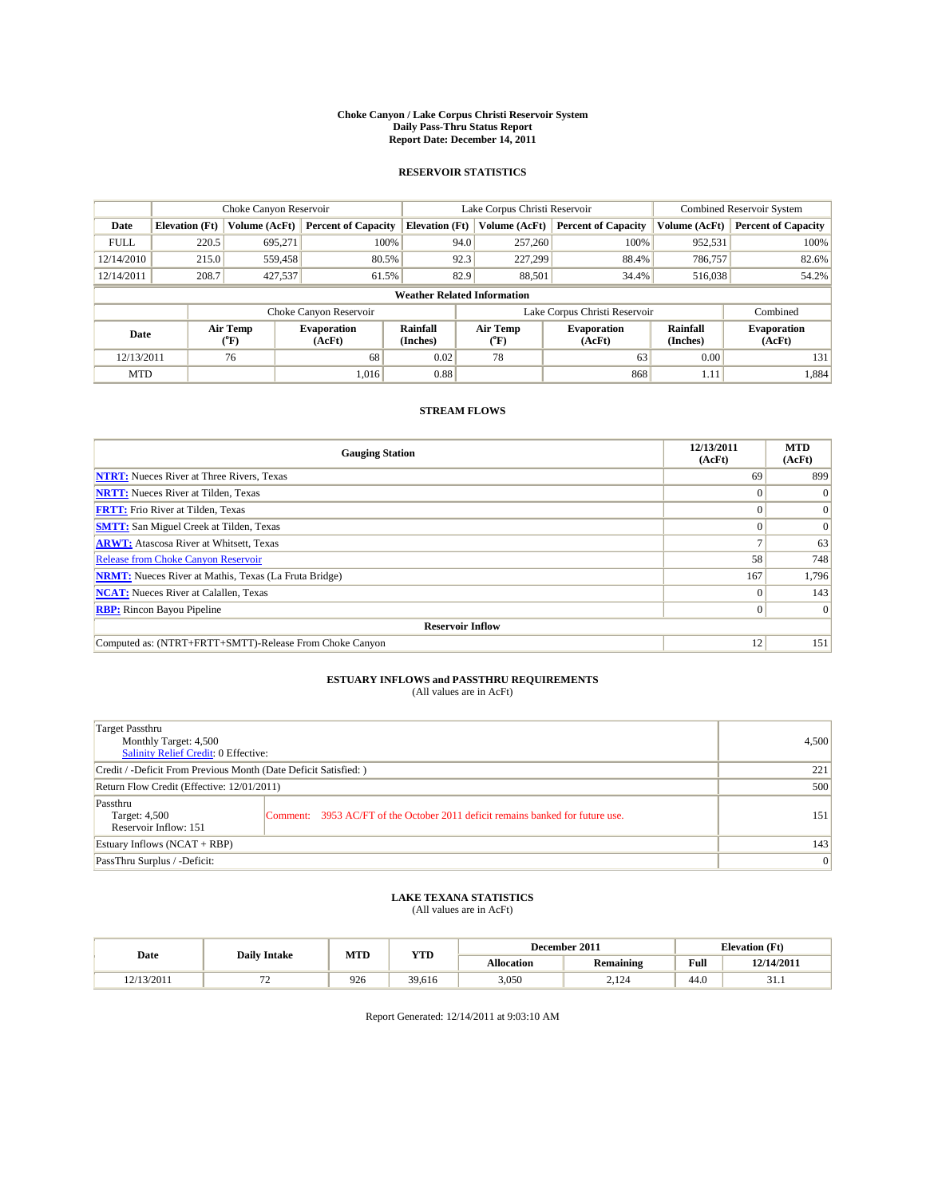# Choke Canyon / Lake Corpus Christi Reservoir System
## Daily Pass-Thru Status Report
### Report Date: December 14, 2011

## RESERVOIR STATISTICS

| | Choke Canyon Reservoir | | | Lake Corpus Christi Reservoir | | | Combined Reservoir System | |
|---|---|---|---|---|---|---|---|---|
| Date | Elevation (Ft) | Volume (AcFt) | Percent of Capacity | Elevation (Ft) | Volume (AcFt) | Percent of Capacity | Volume (AcFt) | Percent of Capacity |
| FULL | 220.5 | 695,271 | 100% | 94.0 | 257,260 | 100% | 952,531 | 100% |
| 12/14/2010 | 215.0 | 559,458 | 80.5% | 92.3 | 227,299 | 88.4% | 786,757 | 82.6% |
| 12/14/2011 | 208.7 | 427,537 | 61.5% | 82.9 | 88,501 | 34.4% | 516,038 | 54.2% |

**Weather Related Information**

| | Choke Canyon Reservoir | | | Lake Corpus Christi Reservoir | | | Combined |
|---|---|---|---|---|---|---|---|
| Date | Air Temp (°F) | Evaporation (AcFt) | Rainfall (Inches) | Air Temp (°F) | Evaporation (AcFt) | Rainfall (Inches) | Evaporation (AcFt) |
| 12/13/2011 | 76 | 68 | 0.02 | 78 | 63 | 0.00 | 131 |
| MTD | | 1,016 | 0.88 | | 868 | 1.11 | 1,884 |

## STREAM FLOWS

| Gauging Station | 12/13/2011 (AcFt) | MTD (AcFt) |
|---|---|---|
| **NTRT:** Nueces River at Three Rivers, Texas | 69 | 899 |
| **NRTT:** Nueces River at Tilden, Texas | 0 | 0 |
| **FRTT:** Frio River at Tilden, Texas | 0 | 0 |
| **SMTT:** San Miguel Creek at Tilden, Texas | 0 | 0 |
| **ARWT:** Atascosa River at Whitsett, Texas | 7 | 63 |
| Release from Choke Canyon Reservoir | 58 | 748 |
| **NRMT:** Nueces River at Mathis, Texas (La Fruta Bridge) | 167 | 1,796 |
| **NCAT:** Nueces River at Calallen, Texas | 0 | 143 |
| **RBP:** Rincon Bayou Pipeline | 0 | 0 |
| **Reservoir Inflow** | | |
| Computed as: (NTRT+FRTT+SMTT)-Release From Choke Canyon | 12 | 151 |

## ESTUARY INFLOWS and PASSTHRU REQUIREMENTS
(All values are in AcFt)

| | | |
|---|---|---|
| Target Passthru<br>Monthly Target: 4,500<br>Salinity Relief Credit: 0 Effective: | | 4,500 |
| Credit / -Deficit From Previous Month (Date Deficit Satisfied: ) | | 221 |
| Return Flow Credit (Effective: 12/01/2011) | | 500 |
| Passthru<br>Target: 4,500<br>Reservoir Inflow: 151 | Comment: 3953 AC/FT of the October 2011 deficit remains banked for future use. | 151 |
| Estuary Inflows (NCAT + RBP) | | 143 |
| PassThru Surplus / -Deficit: | | 0 |

## LAKE TEXANA STATISTICS
(All values are in AcFt)

| Date | Daily Intake | MTD | YTD | December 2011 | | Elevation (Ft) | |
|---|---|---|---|---|---|---|---|
| | | | | Allocation | Remaining | Full | 12/14/2011 |
| 12/13/2011 | 72 | 926 | 39,616 | 3,050 | 2,124 | 44.0 | 31.1 |

Report Generated: 12/14/2011 at 9:03:10 AM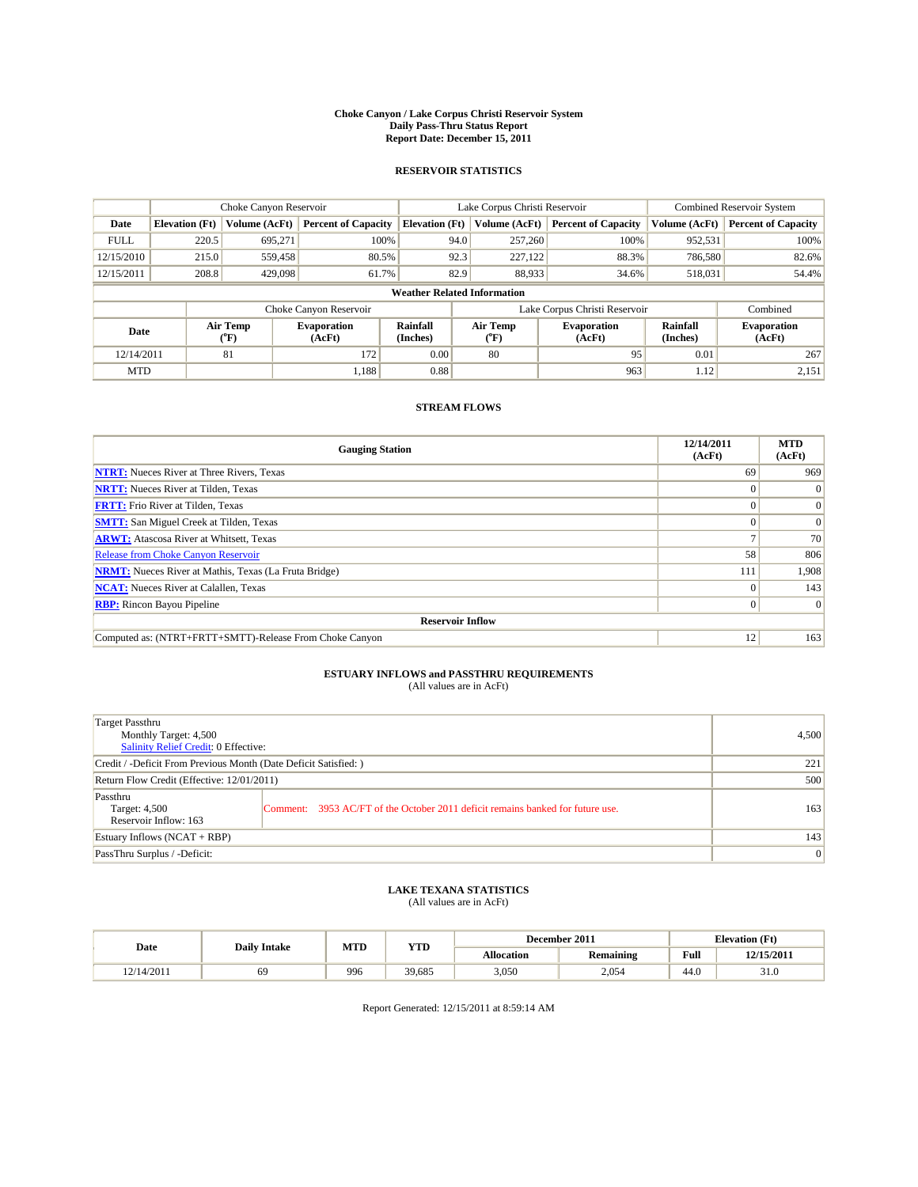# Choke Canyon / Lake Corpus Christi Reservoir System
## Daily Pass-Thru Status Report
## Report Date: December 15, 2011

### RESERVOIR STATISTICS

| | Choke Canyon Reservoir | | | Lake Corpus Christi Reservoir | | | Combined Reservoir System | |
|---|---|---|---|---|---|---|---|---|
| Date | Elevation (Ft) | Volume (AcFt) | Percent of Capacity | Elevation (Ft) | Volume (AcFt) | Percent of Capacity | Volume (AcFt) | Percent of Capacity |
| FULL | 220.5 | 695,271 | 100% | 94.0 | 257,260 | 100% | 952,531 | 100% |
| 12/15/2010 | 215.0 | 559,458 | 80.5% | 92.3 | 227,122 | 88.3% | 786,580 | 82.6% |
| 12/15/2011 | 208.8 | 429,098 | 61.7% | 82.9 | 88,933 | 34.6% | 518,031 | 54.4% |

**Weather Related Information**

| | Choke Canyon Reservoir | | | Lake Corpus Christi Reservoir | | | Combined |
|---|---|---|---|---|---|---|---|
| Date | Air Temp (°F) | Evaporation (AcFt) | Rainfall (Inches) | Air Temp (°F) | Evaporation (AcFt) | Rainfall (Inches) | Evaporation (AcFt) |
| 12/14/2011 | 81 | 172 | 0.00 | 80 | 95 | 0.01 | 267 |
| MTD | | 1,188 | 0.88 | | 963 | 1.12 | 2,151 |

### STREAM FLOWS

| Gauging Station | 12/14/2011 (AcFt) | MTD (AcFt) |
|---|---|---|
| NTRT: Nueces River at Three Rivers, Texas | 69 | 969 |
| NRTT: Nueces River at Tilden, Texas | 0 | 0 |
| FRTT: Frio River at Tilden, Texas | 0 | 0 |
| SMTT: San Miguel Creek at Tilden, Texas | 0 | 0 |
| ARWT: Atascosa River at Whitsett, Texas | 7 | 70 |
| Release from Choke Canyon Reservoir | 58 | 806 |
| NRMT: Nueces River at Mathis, Texas (La Fruta Bridge) | 111 | 1,908 |
| NCAT: Nueces River at Calallen, Texas | 0 | 143 |
| RBP: Rincon Bayou Pipeline | 0 | 0 |
| **Reservoir Inflow** | | |
| Computed as: (NTRT+FRTT+SMTT)-Release From Choke Canyon | 12 | 163 |

### ESTUARY INFLOWS and PASSTHRU REQUIREMENTS
(All values are in AcFt)

| | |
|---|---|
| Target Passthru<br>Monthly Target: 4,500<br>Salinity Relief Credit: 0 Effective: | 4,500 |
| Credit / -Deficit From Previous Month (Date Deficit Satisfied: ) | 221 |
| Return Flow Credit (Effective: 12/01/2011) | 500 |
| Passthru<br>Target: 4,500<br>Reservoir Inflow: 163<br>Comment: 3953 AC/FT of the October 2011 deficit remains banked for future use. | 163 |
| Estuary Inflows (NCAT + RBP) | 143 |
| PassThru Surplus / -Deficit: | 0 |

### LAKE TEXANA STATISTICS
(All values are in AcFt)

| Date | Daily Intake | MTD | YTD | December 2011 | | Elevation (Ft) | |
|---|---|---|---|---|---|---|---|
| | | | | Allocation | Remaining | Full | 12/15/2011 |
| 12/14/2011 | 69 | 996 | 39,685 | 3,050 | 2,054 | 44.0 | 31.0 |

Report Generated: 12/15/2011 at 8:59:14 AM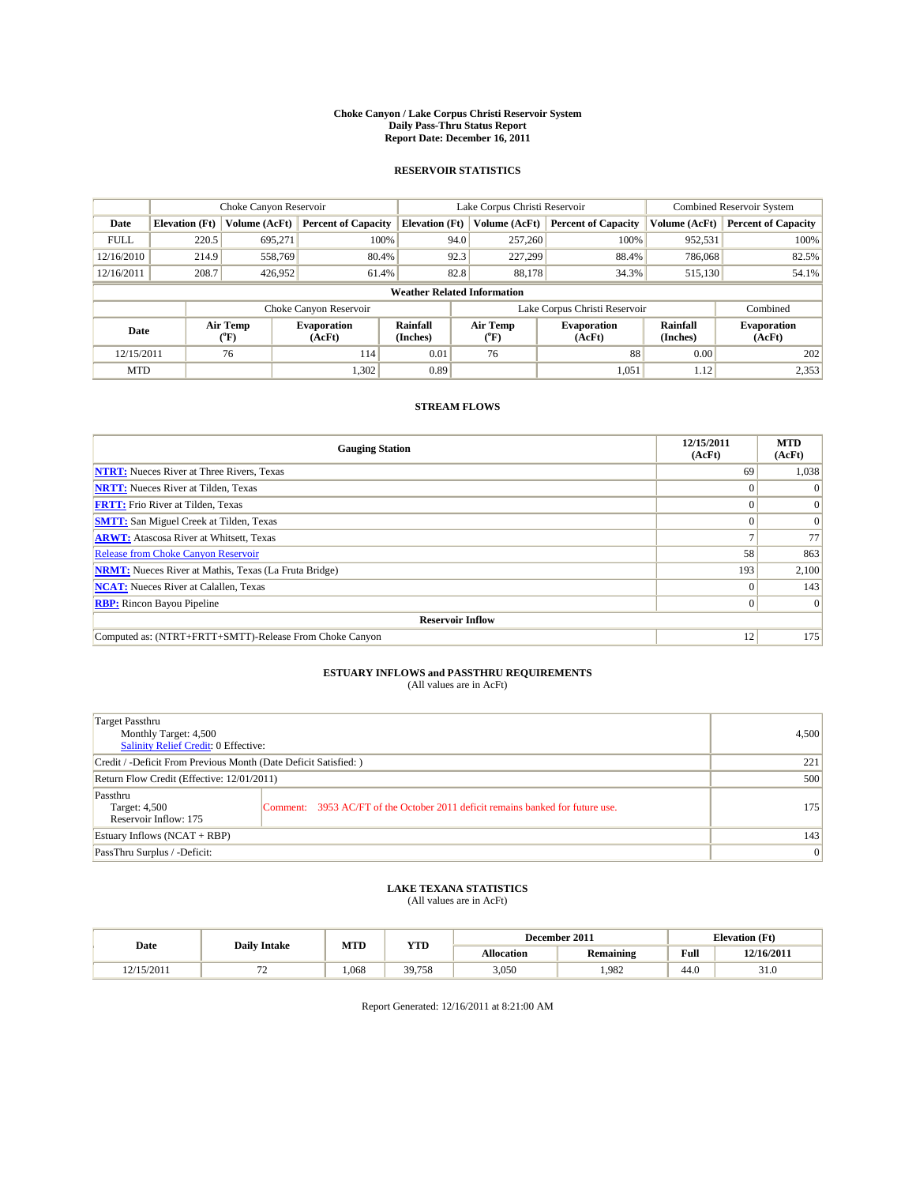# Choke Canyon / Lake Corpus Christi Reservoir System
## Daily Pass-Thru Status Report
## Report Date: December 16, 2011

### RESERVOIR STATISTICS

| | Choke Canyon Reservoir | | | Lake Corpus Christi Reservoir | | | Combined Reservoir System | |
|---|---|---|---|---|---|---|---|---|
| Date | Elevation (Ft) | Volume (AcFt) | Percent of Capacity | Elevation (Ft) | Volume (AcFt) | Percent of Capacity | Volume (AcFt) | Percent of Capacity |
| FULL | 220.5 | 695,271 | 100% | 94.0 | 257,260 | 100% | 952,531 | 100% |
| 12/16/2010 | 214.9 | 558,769 | 80.4% | 92.3 | 227,299 | 88.4% | 786,068 | 82.5% |
| 12/16/2011 | 208.7 | 426,952 | 61.4% | 82.8 | 88,178 | 34.3% | 515,130 | 54.1% |

**Weather Related Information**

| | Choke Canyon Reservoir | | | Lake Corpus Christi Reservoir | | | Combined |
|---|---|---|---|---|---|---|---|
| Date | Air Temp (°F) | Evaporation (AcFt) | Rainfall (Inches) | Air Temp (°F) | Evaporation (AcFt) | Rainfall (Inches) | Evaporation (AcFt) |
| 12/15/2011 | 76 | 114 | 0.01 | 76 | 88 | 0.00 | 202 |
| MTD | | 1,302 | 0.89 | | 1,051 | 1.12 | 2,353 |

### STREAM FLOWS

| Gauging Station | 12/15/2011 (AcFt) | MTD (AcFt) |
|---|---|---|
| NTRT: Nueces River at Three Rivers, Texas | 69 | 1,038 |
| NRTT: Nueces River at Tilden, Texas | 0 | 0 |
| FRTT: Frio River at Tilden, Texas | 0 | 0 |
| SMTT: San Miguel Creek at Tilden, Texas | 0 | 0 |
| ARWT: Atascosa River at Whitsett, Texas | 7 | 77 |
| Release from Choke Canyon Reservoir | 58 | 863 |
| NRMT: Nueces River at Mathis, Texas (La Fruta Bridge) | 193 | 2,100 |
| NCAT: Nueces River at Calallen, Texas | 0 | 143 |
| RBP: Rincon Bayou Pipeline | 0 | 0 |
| **Reservoir Inflow** | | |
| Computed as: (NTRT+FRTT+SMTT)-Release From Choke Canyon | 12 | 175 |

### ESTUARY INFLOWS and PASSTHRU REQUIREMENTS
(All values are in AcFt)

| | |
|---|---|
| Target Passthru<br>Monthly Target: 4,500<br>Salinity Relief Credit: 0 Effective: | 4,500 |
| Credit / -Deficit From Previous Month (Date Deficit Satisfied: ) | 221 |
| Return Flow Credit (Effective: 12/01/2011) | 500 |
| Passthru<br>Target: 4,500<br>Reservoir Inflow: 175<br>Comment: 3953 AC/FT of the October 2011 deficit remains banked for future use. | 175 |
| Estuary Inflows (NCAT + RBP) | 143 |
| PassThru Surplus / -Deficit: | 0 |

### LAKE TEXANA STATISTICS
(All values are in AcFt)

| Date | Daily Intake | MTD | YTD | December 2011 | | Elevation (Ft) | |
|---|---|---|---|---|---|---|---|
| | | | | Allocation | Remaining | Full | 12/16/2011 |
| 12/15/2011 | 72 | 1,068 | 39,758 | 3,050 | 1,982 | 44.0 | 31.0 |

Report Generated: 12/16/2011 at 8:21:00 AM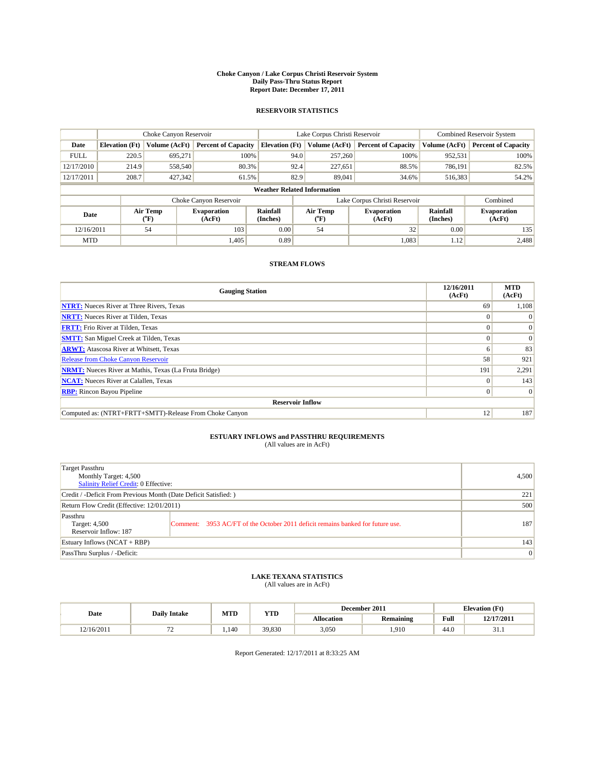**Choke Canyon / Lake Corpus Christi Reservoir System**
**Daily Pass-Thru Status Report**
**Report Date: December 17, 2011**

## RESERVOIR STATISTICS

| | Choke Canyon Reservoir | | | Lake Corpus Christi Reservoir | | | Combined Reservoir System | |
|---|---|---|---|---|---|---|---|---|
| Date | Elevation (Ft) | Volume (AcFt) | Percent of Capacity | Elevation (Ft) | Volume (AcFt) | Percent of Capacity | Volume (AcFt) | Percent of Capacity |
| FULL | 220.5 | 695,271 | 100% | 94.0 | 257,260 | 100% | 952,531 | 100% |
| 12/17/2010 | 214.9 | 558,540 | 80.3% | 92.4 | 227,651 | 88.5% | 786,191 | 82.5% |
| 12/17/2011 | 208.7 | 427,342 | 61.5% | 82.9 | 89,041 | 34.6% | 516,383 | 54.2% |

**Weather Related Information**

| | Choke Canyon Reservoir | | | Lake Corpus Christi Reservoir | | | Combined |
|---|---|---|---|---|---|---|---|
| Date | Air Temp (°F) | Evaporation (AcFt) | Rainfall (Inches) | Air Temp (°F) | Evaporation (AcFt) | Rainfall (Inches) | Evaporation (AcFt) |
| 12/16/2011 | 54 | 103 | 0.00 | 54 | 32 | 0.00 | 135 |
| MTD | | 1,405 | 0.89 | | 1,083 | 1.12 | 2,488 |

## STREAM FLOWS

| Gauging Station | 12/16/2011 (AcFt) | MTD (AcFt) |
|---|---|---|
| **NTRT:** Nueces River at Three Rivers, Texas | 69 | 1,108 |
| **NRTT:** Nueces River at Tilden, Texas | 0 | 0 |
| **FRTT:** Frio River at Tilden, Texas | 0 | 0 |
| **SMTT:** San Miguel Creek at Tilden, Texas | 0 | 0 |
| **ARWT:** Atascosa River at Whitsett, Texas | 6 | 83 |
| Release from Choke Canyon Reservoir | 58 | 921 |
| **NRMT:** Nueces River at Mathis, Texas (La Fruta Bridge) | 191 | 2,291 |
| **NCAT:** Nueces River at Calallen, Texas | 0 | 143 |
| **RBP:** Rincon Bayou Pipeline | 0 | 0 |
| **Reservoir Inflow** | | |
| Computed as: (NTRT+FRTT+SMTT)-Release From Choke Canyon | 12 | 187 |

## ESTUARY INFLOWS and PASSTHRU REQUIREMENTS

(All values are in AcFt)

| | |
|---|---|
| Target Passthru<br>Monthly Target: 4,500<br>Salinity Relief Credit: 0 Effective: | 4,500 |
| Credit / -Deficit From Previous Month (Date Deficit Satisfied: ) | 221 |
| Return Flow Credit (Effective: 12/01/2011) | 500 |
| Passthru<br>Target: 4,500<br>Reservoir Inflow: 187<br>Comment: 3953 AC/FT of the October 2011 deficit remains banked for future use. | 187 |
| Estuary Inflows (NCAT + RBP) | 143 |
| PassThru Surplus / -Deficit: | 0 |

## LAKE TEXANA STATISTICS

(All values are in AcFt)

| Date | Daily Intake | MTD | YTD | December 2011 | | Elevation (Ft) | |
|---|---|---|---|---|---|---|---|
| | | | | Allocation | Remaining | Full | 12/17/2011 |
| 12/16/2011 | 72 | 1,140 | 39,830 | 3,050 | 1,910 | 44.0 | 31.1 |

Report Generated: 12/17/2011 at 8:33:25 AM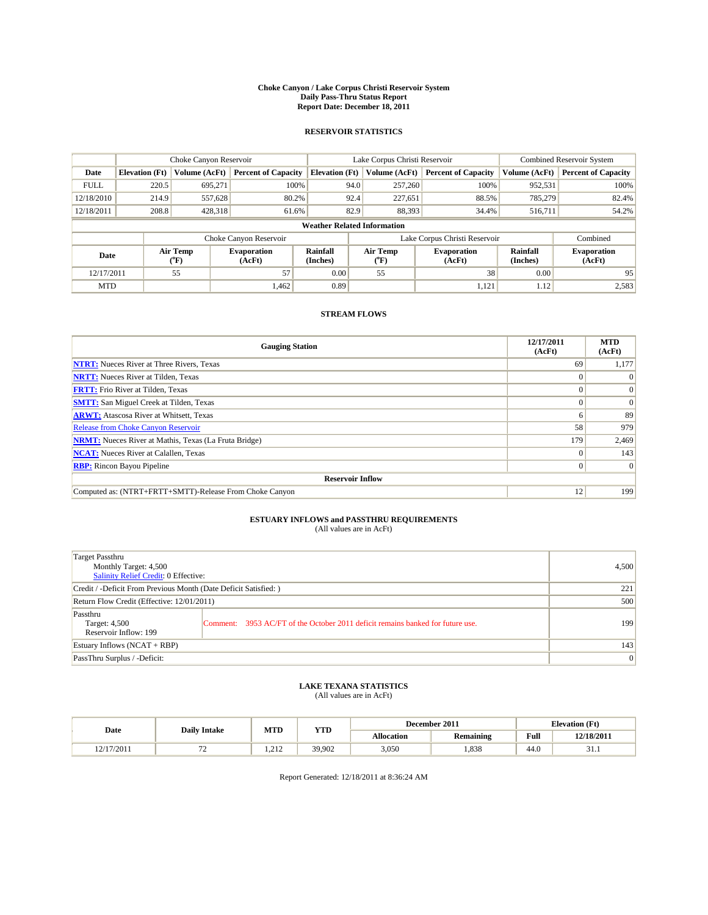**Choke Canyon / Lake Corpus Christi Reservoir System**
**Daily Pass-Thru Status Report**
**Report Date: December 18, 2011**

## RESERVOIR STATISTICS

| | Choke Canyon Reservoir | | | Lake Corpus Christi Reservoir | | | Combined Reservoir System | |
|---|---|---|---|---|---|---|---|---|
| Date | Elevation (Ft) | Volume (AcFt) | Percent of Capacity | Elevation (Ft) | Volume (AcFt) | Percent of Capacity | Volume (AcFt) | Percent of Capacity |
| FULL | 220.5 | 695,271 | 100% | 94.0 | 257,260 | 100% | 952,531 | 100% |
| 12/18/2010 | 214.9 | 557,628 | 80.2% | 92.4 | 227,651 | 88.5% | 785,279 | 82.4% |
| 12/18/2011 | 208.8 | 428,318 | 61.6% | 82.9 | 88,393 | 34.4% | 516,711 | 54.2% |

**Weather Related Information**

| | Choke Canyon Reservoir | | | Lake Corpus Christi Reservoir | | | Combined |
|---|---|---|---|---|---|---|---|
| Date | Air Temp (°F) | Evaporation (AcFt) | Rainfall (Inches) | Air Temp (°F) | Evaporation (AcFt) | Rainfall (Inches) | Evaporation (AcFt) |
| 12/17/2011 | 55 | 57 | 0.00 | 55 | 38 | 0.00 | 95 |
| MTD | | 1,462 | 0.89 | | 1,121 | 1.12 | 2,583 |

## STREAM FLOWS

| Gauging Station | 12/17/2011 (AcFt) | MTD (AcFt) |
|---|---|---|
| NTRT: Nueces River at Three Rivers, Texas | 69 | 1,177 |
| NRTT: Nueces River at Tilden, Texas | 0 | 0 |
| FRTT: Frio River at Tilden, Texas | 0 | 0 |
| SMTT: San Miguel Creek at Tilden, Texas | 0 | 0 |
| ARWT: Atascosa River at Whitsett, Texas | 6 | 89 |
| Release from Choke Canyon Reservoir | 58 | 979 |
| NRMT: Nueces River at Mathis, Texas (La Fruta Bridge) | 179 | 2,469 |
| NCAT: Nueces River at Calallen, Texas | 0 | 143 |
| RBP: Rincon Bayou Pipeline | 0 | 0 |
| **Reservoir Inflow** | | |
| Computed as: (NTRT+FRTT+SMTT)-Release From Choke Canyon | 12 | 199 |

## ESTUARY INFLOWS and PASSTHRU REQUIREMENTS

(All values are in AcFt)

| | | |
|---|---|---|
| Target Passthru<br>Monthly Target: 4,500<br>Salinity Relief Credit: 0 Effective: | | 4,500 |
| Credit / -Deficit From Previous Month (Date Deficit Satisfied: ) | | 221 |
| Return Flow Credit (Effective: 12/01/2011) | | 500 |
| Passthru<br>Target: 4,500<br>Reservoir Inflow: 199 | Comment: 3953 AC/FT of the October 2011 deficit remains banked for future use. | 199 |
| Estuary Inflows (NCAT + RBP) | | 143 |
| PassThru Surplus / -Deficit: | | 0 |

## LAKE TEXANA STATISTICS

(All values are in AcFt)

| Date | Daily Intake | MTD | YTD | December 2011 | | Elevation (Ft) | |
|---|---|---|---|---|---|---|---|
| | | | | Allocation | Remaining | Full | 12/18/2011 |
| 12/17/2011 | 72 | 1,212 | 39,902 | 3,050 | 1,838 | 44.0 | 31.1 |

Report Generated: 12/18/2011 at 8:36:24 AM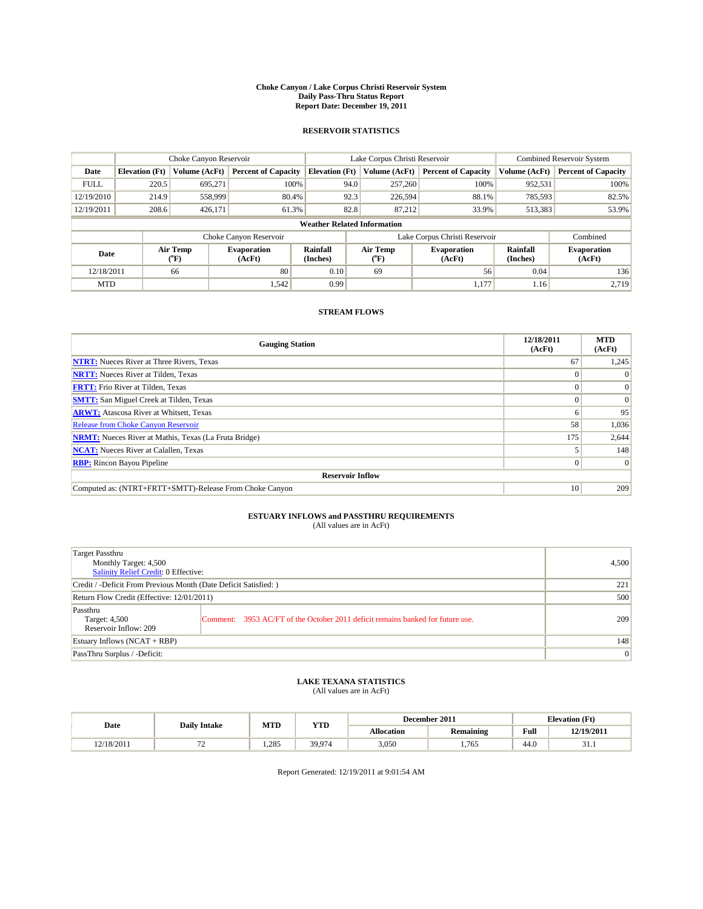# Choke Canyon / Lake Corpus Christi Reservoir System
## Daily Pass-Thru Status Report
## Report Date: December 19, 2011

### RESERVOIR STATISTICS

| | Choke Canyon Reservoir | | | Lake Corpus Christi Reservoir | | | Combined Reservoir System | |
|---|---|---|---|---|---|---|---|---|
| Date | Elevation (Ft) | Volume (AcFt) | Percent of Capacity | Elevation (Ft) | Volume (AcFt) | Percent of Capacity | Volume (AcFt) | Percent of Capacity |
| FULL | 220.5 | 695,271 | 100% | 94.0 | 257,260 | 100% | 952,531 | 100% |
| 12/19/2010 | 214.9 | 558,999 | 80.4% | 92.3 | 226,594 | 88.1% | 785,593 | 82.5% |
| 12/19/2011 | 208.6 | 426,171 | 61.3% | 82.8 | 87,212 | 33.9% | 513,383 | 53.9% |

**Weather Related Information**

| | Choke Canyon Reservoir | | | Lake Corpus Christi Reservoir | | | Combined |
|---|---|---|---|---|---|---|---|
| Date | Air Temp (°F) | Evaporation (AcFt) | Rainfall (Inches) | Air Temp (°F) | Evaporation (AcFt) | Rainfall (Inches) | Evaporation (AcFt) |
| 12/18/2011 | 66 | 80 | 0.10 | 69 | 56 | 0.04 | 136 |
| MTD | | 1,542 | 0.99 | | 1,177 | 1.16 | 2,719 |

### STREAM FLOWS

| Gauging Station | 12/18/2011 (AcFt) | MTD (AcFt) |
|---|---|---|
| NTRT: Nueces River at Three Rivers, Texas | 67 | 1,245 |
| NRTT: Nueces River at Tilden, Texas | 0 | 0 |
| FRTT: Frio River at Tilden, Texas | 0 | 0 |
| SMTT: San Miguel Creek at Tilden, Texas | 0 | 0 |
| ARWT: Atascosa River at Whitsett, Texas | 6 | 95 |
| Release from Choke Canyon Reservoir | 58 | 1,036 |
| NRMT: Nueces River at Mathis, Texas (La Fruta Bridge) | 175 | 2,644 |
| NCAT: Nueces River at Calallen, Texas | 5 | 148 |
| RBP: Rincon Bayou Pipeline | 0 | 0 |
| **Reservoir Inflow** | | |
| Computed as: (NTRT+FRTT+SMTT)-Release From Choke Canyon | 10 | 209 |

### ESTUARY INFLOWS and PASSTHRU REQUIREMENTS
(All values are in AcFt)

| | | |
|---|---|---|
| Target Passthru<br>Monthly Target: 4,500<br>Salinity Relief Credit: 0 Effective: | | 4,500 |
| Credit / -Deficit From Previous Month (Date Deficit Satisfied: ) | | 221 |
| Return Flow Credit (Effective: 12/01/2011) | | 500 |
| Passthru<br>Target: 4,500<br>Reservoir Inflow: 209 | Comment: 3953 AC/FT of the October 2011 deficit remains banked for future use. | 209 |
| Estuary Inflows (NCAT + RBP) | | 148 |
| PassThru Surplus / -Deficit: | | 0 |

### LAKE TEXANA STATISTICS
(All values are in AcFt)

| Date | Daily Intake | MTD | YTD | December 2011 | | Elevation (Ft) | |
|---|---|---|---|---|---|---|---|
| | | | | Allocation | Remaining | Full | 12/19/2011 |
| 12/18/2011 | 72 | 1,285 | 39,974 | 3,050 | 1,765 | 44.0 | 31.1 |

Report Generated: 12/19/2011 at 9:01:54 AM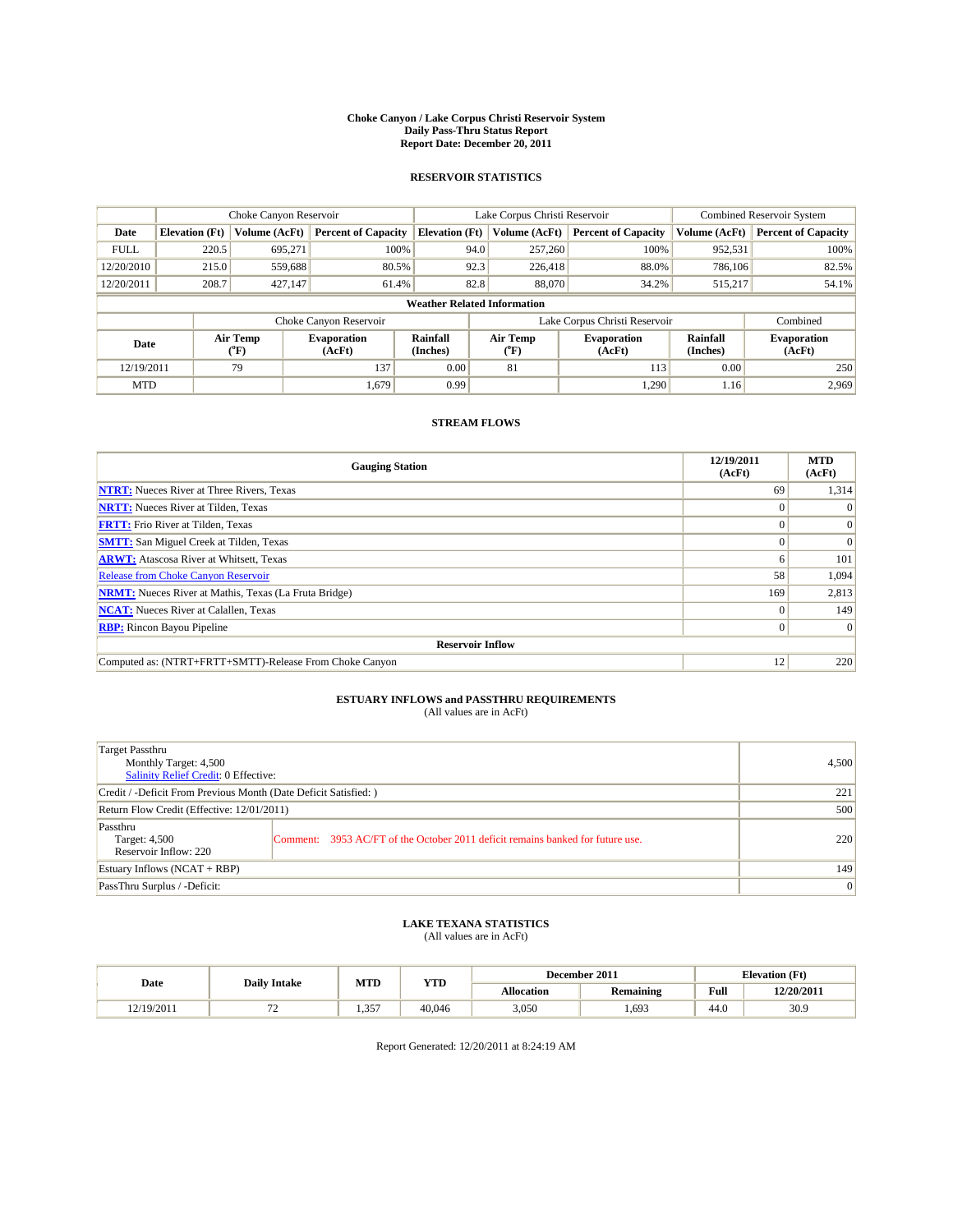# Choke Canyon / Lake Corpus Christi Reservoir System
## Daily Pass-Thru Status Report
## Report Date: December 20, 2011

### RESERVOIR STATISTICS

| | Choke Canyon Reservoir | | | Lake Corpus Christi Reservoir | | | Combined Reservoir System | |
|---|---|---|---|---|---|---|---|---|
| Date | Elevation (Ft) | Volume (AcFt) | Percent of Capacity | Elevation (Ft) | Volume (AcFt) | Percent of Capacity | Volume (AcFt) | Percent of Capacity |
| FULL | 220.5 | 695,271 | 100% | 94.0 | 257,260 | 100% | 952,531 | 100% |
| 12/20/2010 | 215.0 | 559,688 | 80.5% | 92.3 | 226,418 | 88.0% | 786,106 | 82.5% |
| 12/20/2011 | 208.7 | 427,147 | 61.4% | 82.8 | 88,070 | 34.2% | 515,217 | 54.1% |

**Weather Related Information**

| | Choke Canyon Reservoir | | | Lake Corpus Christi Reservoir | | | Combined |
|---|---|---|---|---|---|---|---|
| Date | Air Temp (°F) | Evaporation (AcFt) | Rainfall (Inches) | Air Temp (°F) | Evaporation (AcFt) | Rainfall (Inches) | Evaporation (AcFt) |
| 12/19/2011 | 79 | 137 | 0.00 | 81 | 113 | 0.00 | 250 |
| MTD | | 1,679 | 0.99 | | 1,290 | 1.16 | 2,969 |

### STREAM FLOWS

| Gauging Station | 12/19/2011 (AcFt) | MTD (AcFt) |
|---|---|---|
| NTRT: Nueces River at Three Rivers, Texas | 69 | 1,314 |
| NRTT: Nueces River at Tilden, Texas | 0 | 0 |
| FRTT: Frio River at Tilden, Texas | 0 | 0 |
| SMTT: San Miguel Creek at Tilden, Texas | 0 | 0 |
| ARWT: Atascosa River at Whitsett, Texas | 6 | 101 |
| Release from Choke Canyon Reservoir | 58 | 1,094 |
| NRMT: Nueces River at Mathis, Texas (La Fruta Bridge) | 169 | 2,813 |
| NCAT: Nueces River at Calallen, Texas | 0 | 149 |
| RBP: Rincon Bayou Pipeline | 0 | 0 |
| **Reservoir Inflow** | | |
| Computed as: (NTRT+FRTT+SMTT)-Release From Choke Canyon | 12 | 220 |

### ESTUARY INFLOWS and PASSTHRU REQUIREMENTS
(All values are in AcFt)

| | | |
|---|---|---|
| Target Passthru<br>Monthly Target: 4,500<br>Salinity Relief Credit: 0 Effective: | | 4,500 |
| Credit / -Deficit From Previous Month (Date Deficit Satisfied: ) | | 221 |
| Return Flow Credit (Effective: 12/01/2011) | | 500 |
| Passthru<br>Target: 4,500<br>Reservoir Inflow: 220 | Comment: 3953 AC/FT of the October 2011 deficit remains banked for future use. | 220 |
| Estuary Inflows (NCAT + RBP) | | 149 |
| PassThru Surplus / -Deficit: | | 0 |

### LAKE TEXANA STATISTICS
(All values are in AcFt)

| Date | Daily Intake | MTD | YTD | December 2011 | | Elevation (Ft) | |
|---|---|---|---|---|---|---|---|
| | | | | Allocation | Remaining | Full | 12/20/2011 |
| 12/19/2011 | 72 | 1,357 | 40,046 | 3,050 | 1,693 | 44.0 | 30.9 |

Report Generated: 12/20/2011 at 8:24:19 AM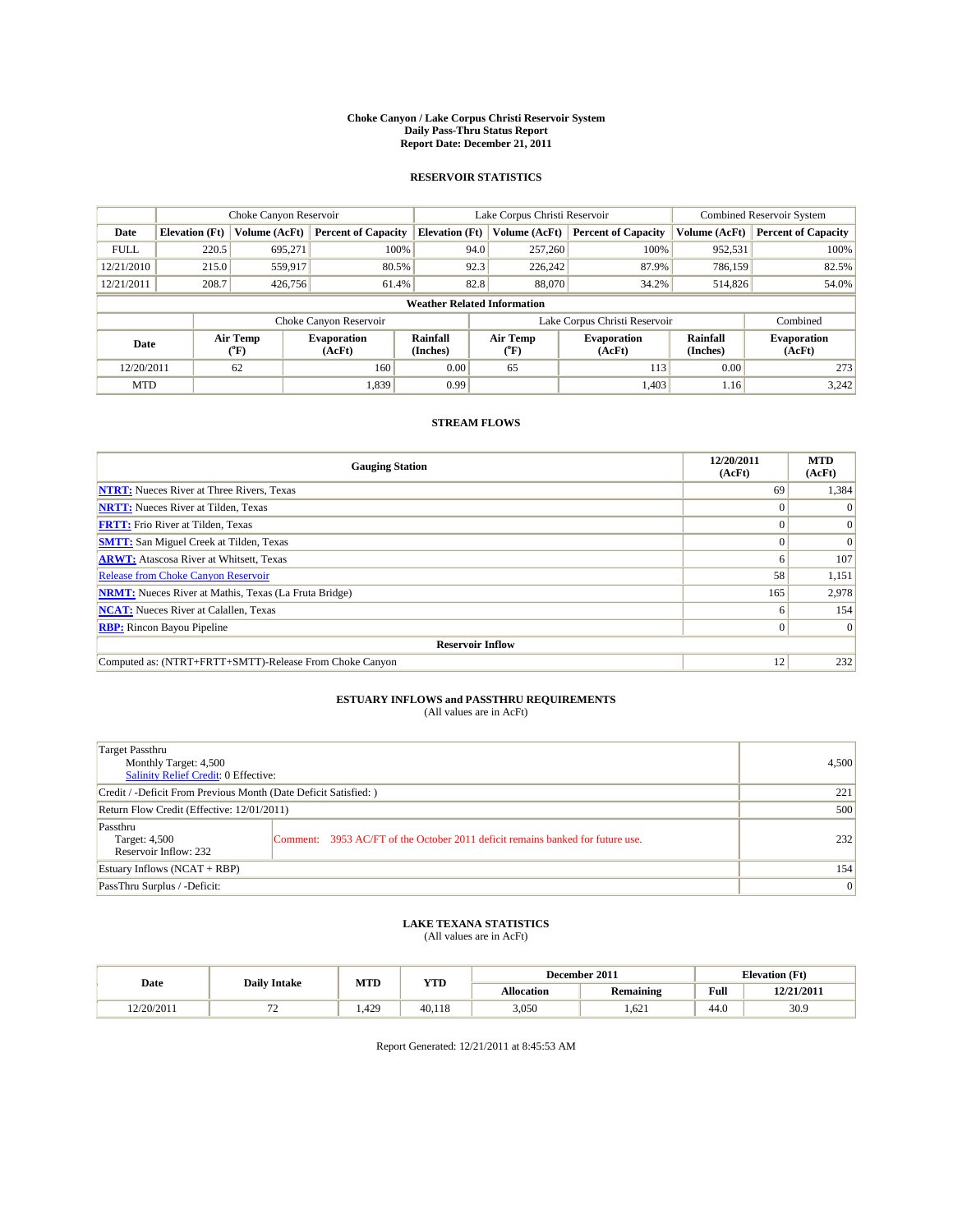**Choke Canyon / Lake Corpus Christi Reservoir System**
**Daily Pass-Thru Status Report**
**Report Date: December 21, 2011**

## RESERVOIR STATISTICS

| | Choke Canyon Reservoir | | | Lake Corpus Christi Reservoir | | | Combined Reservoir System | |
|---|---|---|---|---|---|---|---|---|
| Date | Elevation (Ft) | Volume (AcFt) | Percent of Capacity | Elevation (Ft) | Volume (AcFt) | Percent of Capacity | Volume (AcFt) | Percent of Capacity |
| FULL | 220.5 | 695,271 | 100% | 94.0 | 257,260 | 100% | 952,531 | 100% |
| 12/21/2010 | 215.0 | 559,917 | 80.5% | 92.3 | 226,242 | 87.9% | 786,159 | 82.5% |
| 12/21/2011 | 208.7 | 426,756 | 61.4% | 82.8 | 88,070 | 34.2% | 514,826 | 54.0% |

**Weather Related Information**

| | Choke Canyon Reservoir | | | Lake Corpus Christi Reservoir | | | Combined |
|---|---|---|---|---|---|---|---|
| Date | Air Temp (°F) | Evaporation (AcFt) | Rainfall (Inches) | Air Temp (°F) | Evaporation (AcFt) | Rainfall (Inches) | Evaporation (AcFt) |
| 12/20/2011 | 62 | 160 | 0.00 | 65 | 113 | 0.00 | 273 |
| MTD | | 1,839 | 0.99 | | 1,403 | 1.16 | 3,242 |

## STREAM FLOWS

| Gauging Station | 12/20/2011 (AcFt) | MTD (AcFt) |
|---|---|---|
| NTRT: Nueces River at Three Rivers, Texas | 69 | 1,384 |
| NRTT: Nueces River at Tilden, Texas | 0 | 0 |
| FRTT: Frio River at Tilden, Texas | 0 | 0 |
| SMTT: San Miguel Creek at Tilden, Texas | 0 | 0 |
| ARWT: Atascosa River at Whitsett, Texas | 6 | 107 |
| Release from Choke Canyon Reservoir | 58 | 1,151 |
| NRMT: Nueces River at Mathis, Texas (La Fruta Bridge) | 165 | 2,978 |
| NCAT: Nueces River at Calallen, Texas | 6 | 154 |
| RBP: Rincon Bayou Pipeline | 0 | 0 |
| **Reservoir Inflow** | | |
| Computed as: (NTRT+FRTT+SMTT)-Release From Choke Canyon | 12 | 232 |

## ESTUARY INFLOWS and PASSTHRU REQUIREMENTS
(All values are in AcFt)

| | | |
|---|---|---|
| Target Passthru<br>Monthly Target: 4,500<br>Salinity Relief Credit: 0 Effective: | | 4,500 |
| Credit / -Deficit From Previous Month (Date Deficit Satisfied: ) | | 221 |
| Return Flow Credit (Effective: 12/01/2011) | | 500 |
| Passthru<br>Target: 4,500<br>Reservoir Inflow: 232 | Comment: 3953 AC/FT of the October 2011 deficit remains banked for future use. | 232 |
| Estuary Inflows (NCAT + RBP) | | 154 |
| PassThru Surplus / -Deficit: | | 0 |

## LAKE TEXANA STATISTICS
(All values are in AcFt)

| Date | Daily Intake | MTD | YTD | December 2011 | | Elevation (Ft) | |
|---|---|---|---|---|---|---|---|
| | | | | Allocation | Remaining | Full | 12/21/2011 |
| 12/20/2011 | 72 | 1,429 | 40,118 | 3,050 | 1,621 | 44.0 | 30.9 |

Report Generated: 12/21/2011 at 8:45:53 AM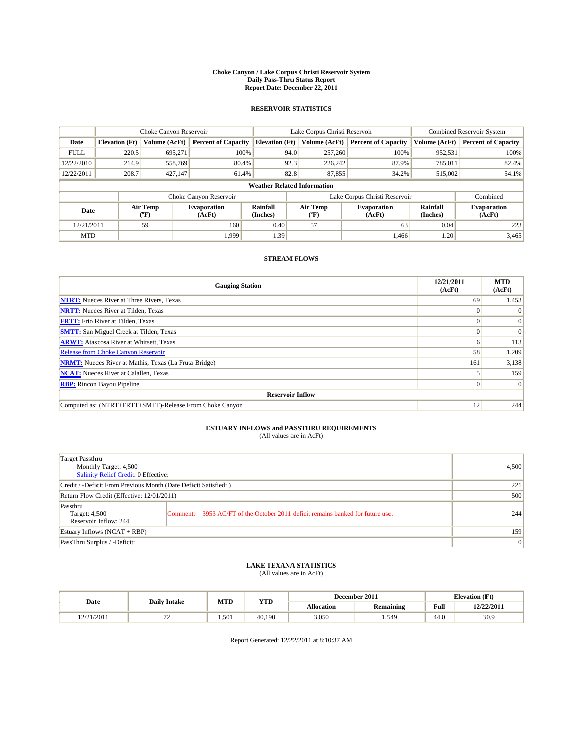# Choke Canyon / Lake Corpus Christi Reservoir System
## Daily Pass-Thru Status Report
## Report Date: December 22, 2011

### RESERVOIR STATISTICS

| | Choke Canyon Reservoir | | | Lake Corpus Christi Reservoir | | | Combined Reservoir System | |
|---|---|---|---|---|---|---|---|---|
| Date | Elevation (Ft) | Volume (AcFt) | Percent of Capacity | Elevation (Ft) | Volume (AcFt) | Percent of Capacity | Volume (AcFt) | Percent of Capacity |
| FULL | 220.5 | 695,271 | 100% | 94.0 | 257,260 | 100% | 952,531 | 100% |
| 12/22/2010 | 214.9 | 558,769 | 80.4% | 92.3 | 226,242 | 87.9% | 785,011 | 82.4% |
| 12/22/2011 | 208.7 | 427,147 | 61.4% | 82.8 | 87,855 | 34.2% | 515,002 | 54.1% |

**Weather Related Information**

| | Choke Canyon Reservoir | | | Lake Corpus Christi Reservoir | | | Combined |
|---|---|---|---|---|---|---|---|
| Date | Air Temp (°F) | Evaporation (AcFt) | Rainfall (Inches) | Air Temp (°F) | Evaporation (AcFt) | Rainfall (Inches) | Evaporation (AcFt) |
| 12/21/2011 | 59 | 160 | 0.40 | 57 | 63 | 0.04 | 223 |
| MTD | | 1,999 | 1.39 | | 1,466 | 1.20 | 3,465 |

### STREAM FLOWS

| Gauging Station | 12/21/2011 (AcFt) | MTD (AcFt) |
|---|---|---|
| NTRT: Nueces River at Three Rivers, Texas | 69 | 1,453 |
| NRTT: Nueces River at Tilden, Texas | 0 | 0 |
| FRTT: Frio River at Tilden, Texas | 0 | 0 |
| SMTT: San Miguel Creek at Tilden, Texas | 0 | 0 |
| ARWT: Atascosa River at Whitsett, Texas | 6 | 113 |
| Release from Choke Canyon Reservoir | 58 | 1,209 |
| NRMT: Nueces River at Mathis, Texas (La Fruta Bridge) | 161 | 3,138 |
| NCAT: Nueces River at Calallen, Texas | 5 | 159 |
| RBP: Rincon Bayou Pipeline | 0 | 0 |
| **Reservoir Inflow** | | |
| Computed as: (NTRT+FRTT+SMTT)-Release From Choke Canyon | 12 | 244 |

### ESTUARY INFLOWS and PASSTHRU REQUIREMENTS
(All values are in AcFt)

| | | |
|---|---|---|
| Target Passthru<br>Monthly Target: 4,500<br>Salinity Relief Credit: 0 Effective: | | 4,500 |
| Credit / -Deficit From Previous Month (Date Deficit Satisfied: ) | | 221 |
| Return Flow Credit (Effective: 12/01/2011) | | 500 |
| Passthru<br>Target: 4,500<br>Reservoir Inflow: 244 | Comment: 3953 AC/FT of the October 2011 deficit remains banked for future use. | 244 |
| Estuary Inflows (NCAT + RBP) | | 159 |
| PassThru Surplus / -Deficit: | | 0 |

### LAKE TEXANA STATISTICS
(All values are in AcFt)

| Date | Daily Intake | MTD | YTD | December 2011 | | Elevation (Ft) | |
|---|---|---|---|---|---|---|---|
| | | | | Allocation | Remaining | Full | 12/22/2011 |
| 12/21/2011 | 72 | 1,501 | 40,190 | 3,050 | 1,549 | 44.0 | 30.9 |

Report Generated: 12/22/2011 at 8:10:37 AM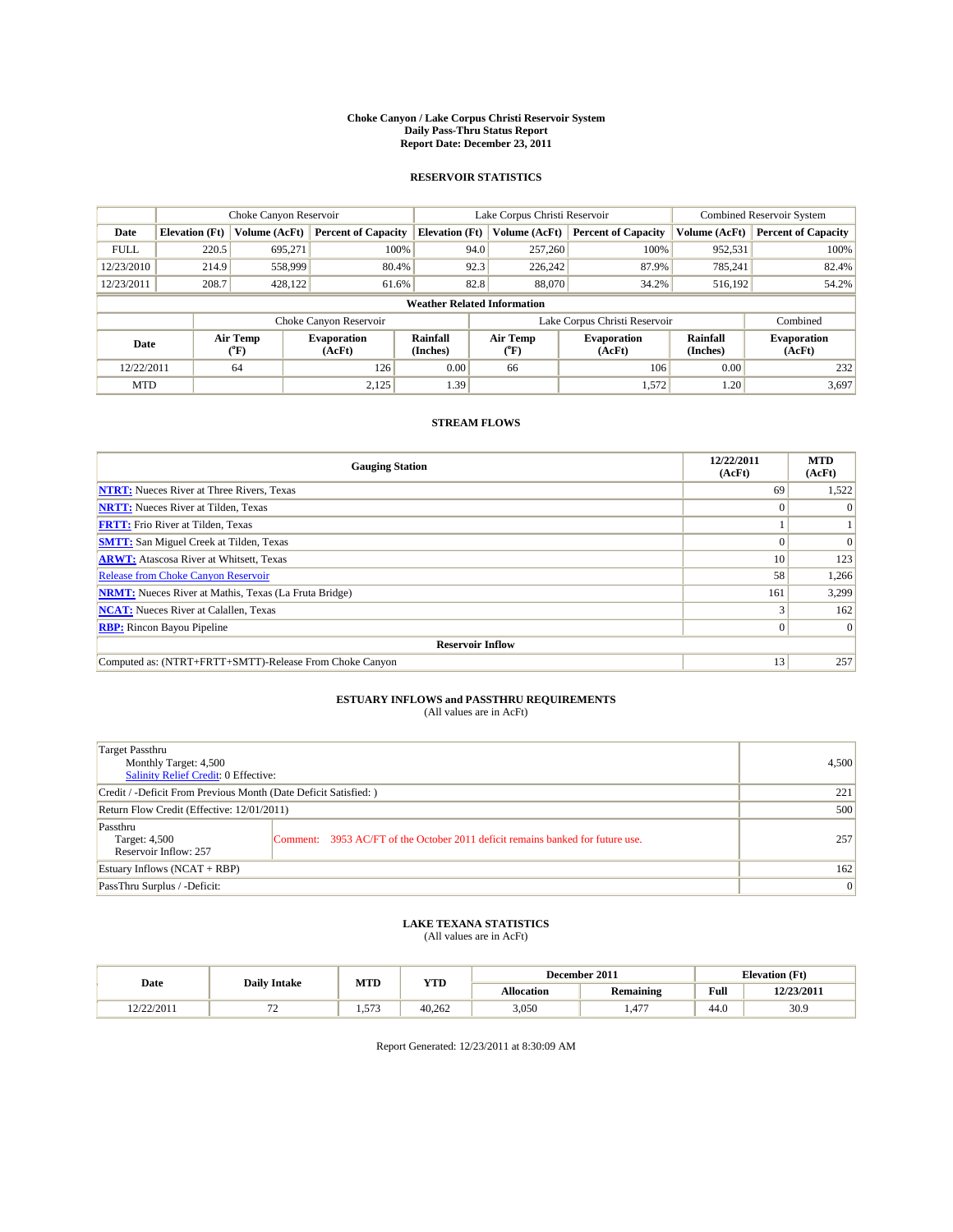# Choke Canyon / Lake Corpus Christi Reservoir System
## Daily Pass-Thru Status Report
### Report Date: December 23, 2011

## RESERVOIR STATISTICS

| | Choke Canyon Reservoir | | | Lake Corpus Christi Reservoir | | | Combined Reservoir System | |
|---|---|---|---|---|---|---|---|---|
| Date | Elevation (Ft) | Volume (AcFt) | Percent of Capacity | Elevation (Ft) | Volume (AcFt) | Percent of Capacity | Volume (AcFt) | Percent of Capacity |
| FULL | 220.5 | 695,271 | 100% | 94.0 | 257,260 | 100% | 952,531 | 100% |
| 12/23/2010 | 214.9 | 558,999 | 80.4% | 92.3 | 226,242 | 87.9% | 785,241 | 82.4% |
| 12/23/2011 | 208.7 | 428,122 | 61.6% | 82.8 | 88,070 | 34.2% | 516,192 | 54.2% |

**Weather Related Information**

| | Choke Canyon Reservoir | | | Lake Corpus Christi Reservoir | | | Combined |
|---|---|---|---|---|---|---|---|
| Date | Air Temp (°F) | Evaporation (AcFt) | Rainfall (Inches) | Air Temp (°F) | Evaporation (AcFt) | Rainfall (Inches) | Evaporation (AcFt) |
| 12/22/2011 | 64 | 126 | 0.00 | 66 | 106 | 0.00 | 232 |
| MTD | | 2,125 | 1.39 | | 1,572 | 1.20 | 3,697 |

## STREAM FLOWS

| Gauging Station | 12/22/2011 (AcFt) | MTD (AcFt) |
|---|---|---|
| NTRT: Nueces River at Three Rivers, Texas | 69 | 1,522 |
| NRTT: Nueces River at Tilden, Texas | 0 | 0 |
| FRTT: Frio River at Tilden, Texas | 1 | 1 |
| SMTT: San Miguel Creek at Tilden, Texas | 0 | 0 |
| ARWT: Atascosa River at Whitsett, Texas | 10 | 123 |
| Release from Choke Canyon Reservoir | 58 | 1,266 |
| NRMT: Nueces River at Mathis, Texas (La Fruta Bridge) | 161 | 3,299 |
| NCAT: Nueces River at Calallen, Texas | 3 | 162 |
| RBP: Rincon Bayou Pipeline | 0 | 0 |
| **Reservoir Inflow** | | |
| Computed as: (NTRT+FRTT+SMTT)-Release From Choke Canyon | 13 | 257 |

## ESTUARY INFLOWS and PASSTHRU REQUIREMENTS
(All values are in AcFt)

| | |
|---|---|
| Target Passthru<br>Monthly Target: 4,500<br>Salinity Relief Credit: 0 Effective: | 4,500 |
| Credit / -Deficit From Previous Month (Date Deficit Satisfied: ) | 221 |
| Return Flow Credit (Effective: 12/01/2011) | 500 |
| Passthru<br>Target: 4,500<br>Reservoir Inflow: 257<br>Comment: 3953 AC/FT of the October 2011 deficit remains banked for future use. | 257 |
| Estuary Inflows (NCAT + RBP) | 162 |
| PassThru Surplus / -Deficit: | 0 |

## LAKE TEXANA STATISTICS
(All values are in AcFt)

| Date | Daily Intake | MTD | YTD | December 2011 | | Elevation (Ft) | |
|---|---|---|---|---|---|---|---|
| | | | | Allocation | Remaining | Full | 12/23/2011 |
| 12/22/2011 | 72 | 1,573 | 40,262 | 3,050 | 1,477 | 44.0 | 30.9 |

Report Generated: 12/23/2011 at 8:30:09 AM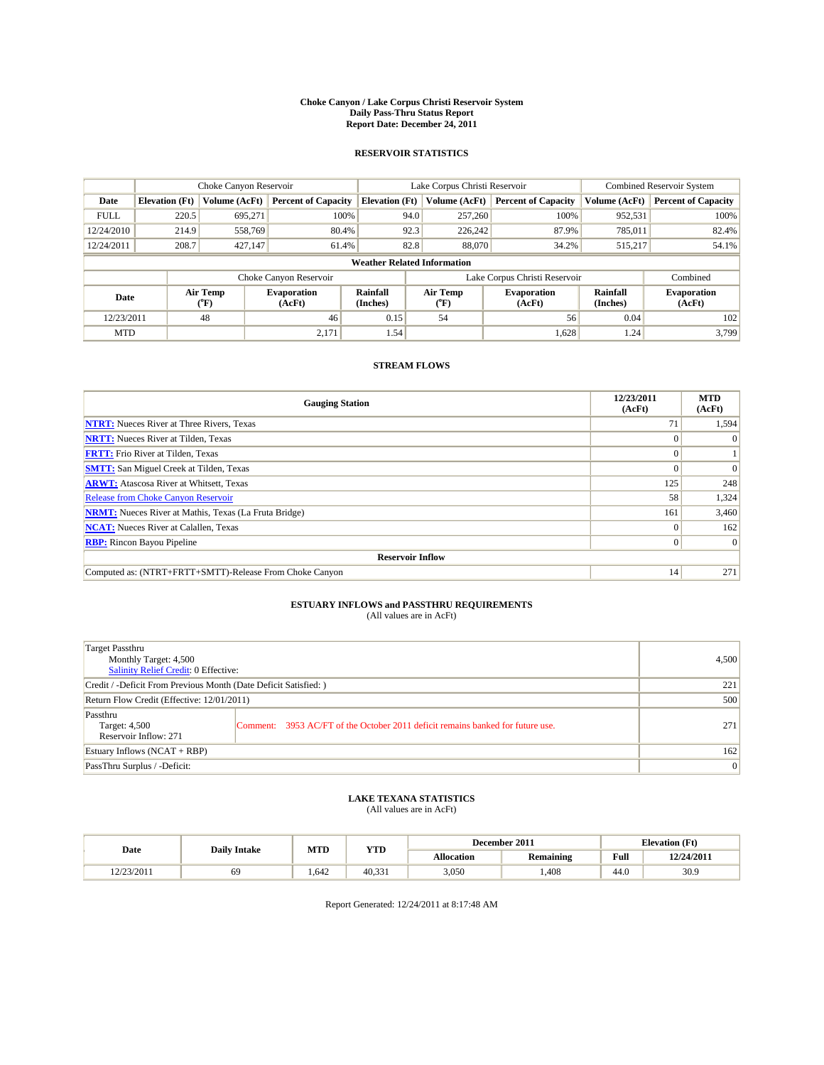**Choke Canyon / Lake Corpus Christi Reservoir System**
**Daily Pass-Thru Status Report**
**Report Date: December 24, 2011**

## RESERVOIR STATISTICS

| | Choke Canyon Reservoir | | | Lake Corpus Christi Reservoir | | | Combined Reservoir System | |
|---|---|---|---|---|---|---|---|---|
| Date | Elevation (Ft) | Volume (AcFt) | Percent of Capacity | Elevation (Ft) | Volume (AcFt) | Percent of Capacity | Volume (AcFt) | Percent of Capacity |
| FULL | 220.5 | 695,271 | 100% | 94.0 | 257,260 | 100% | 952,531 | 100% |
| 12/24/2010 | 214.9 | 558,769 | 80.4% | 92.3 | 226,242 | 87.9% | 785,011 | 82.4% |
| 12/24/2011 | 208.7 | 427,147 | 61.4% | 82.8 | 88,070 | 34.2% | 515,217 | 54.1% |

**Weather Related Information**

| | Choke Canyon Reservoir | | | Lake Corpus Christi Reservoir | | | Combined |
|---|---|---|---|---|---|---|---|
| Date | Air Temp (°F) | Evaporation (AcFt) | Rainfall (Inches) | Air Temp (°F) | Evaporation (AcFt) | Rainfall (Inches) | Evaporation (AcFt) |
| 12/23/2011 | 48 | 46 | 0.15 | 54 | 56 | 0.04 | 102 |
| MTD | | 2,171 | 1.54 | | 1,628 | 1.24 | 3,799 |

## STREAM FLOWS

| Gauging Station | 12/23/2011 (AcFt) | MTD (AcFt) |
|---|---|---|
| **NTRT:** Nueces River at Three Rivers, Texas | 71 | 1,594 |
| **NRTT:** Nueces River at Tilden, Texas | 0 | 0 |
| **FRTT:** Frio River at Tilden, Texas | 0 | 1 |
| **SMTT:** San Miguel Creek at Tilden, Texas | 0 | 0 |
| **ARWT:** Atascosa River at Whitsett, Texas | 125 | 248 |
| Release from Choke Canyon Reservoir | 58 | 1,324 |
| **NRMT:** Nueces River at Mathis, Texas (La Fruta Bridge) | 161 | 3,460 |
| **NCAT:** Nueces River at Calallen, Texas | 0 | 162 |
| **RBP:** Rincon Bayou Pipeline | 0 | 0 |
| **Reservoir Inflow** | | |
| Computed as: (NTRT+FRTT+SMTT)-Release From Choke Canyon | 14 | 271 |

## ESTUARY INFLOWS and PASSTHRU REQUIREMENTS

(All values are in AcFt)

| | | |
|---|---|---|
| Target Passthru<br>Monthly Target: 4,500<br>Salinity Relief Credit: 0 Effective: | | 4,500 |
| Credit / -Deficit From Previous Month (Date Deficit Satisfied: ) | | 221 |
| Return Flow Credit (Effective: 12/01/2011) | | 500 |
| Passthru<br>Target: 4,500<br>Reservoir Inflow: 271 | Comment: 3953 AC/FT of the October 2011 deficit remains banked for future use. | 271 |
| Estuary Inflows (NCAT + RBP) | | 162 |
| PassThru Surplus / -Deficit: | | 0 |

## LAKE TEXANA STATISTICS

(All values are in AcFt)

| Date | Daily Intake | MTD | YTD | December 2011 | | Elevation (Ft) | |
|---|---|---|---|---|---|---|---|
| | | | | Allocation | Remaining | Full | 12/24/2011 |
| 12/23/2011 | 69 | 1,642 | 40,331 | 3,050 | 1,408 | 44.0 | 30.9 |

Report Generated: 12/24/2011 at 8:17:48 AM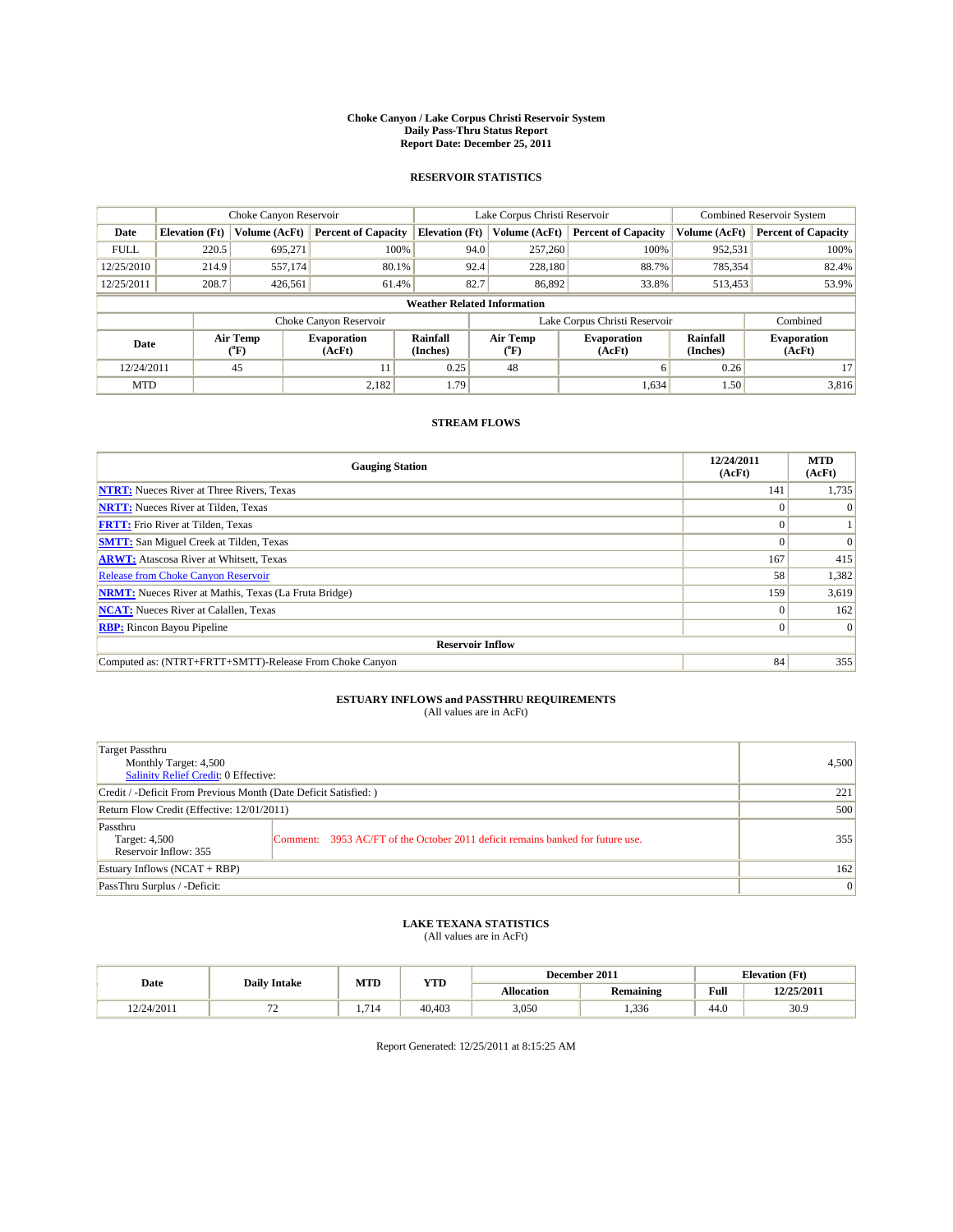**Choke Canyon / Lake Corpus Christi Reservoir System**
**Daily Pass-Thru Status Report**
**Report Date: December 25, 2011**

## RESERVOIR STATISTICS

| | Choke Canyon Reservoir | | | Lake Corpus Christi Reservoir | | | Combined Reservoir System | |
|---|---|---|---|---|---|---|---|---|
| Date | Elevation (Ft) | Volume (AcFt) | Percent of Capacity | Elevation (Ft) | Volume (AcFt) | Percent of Capacity | Volume (AcFt) | Percent of Capacity |
| FULL | 220.5 | 695,271 | 100% | 94.0 | 257,260 | 100% | 952,531 | 100% |
| 12/25/2010 | 214.9 | 557,174 | 80.1% | 92.4 | 228,180 | 88.7% | 785,354 | 82.4% |
| 12/25/2011 | 208.7 | 426,561 | 61.4% | 82.7 | 86,892 | 33.8% | 513,453 | 53.9% |

**Weather Related Information**

| | Choke Canyon Reservoir | | | Lake Corpus Christi Reservoir | | | Combined |
|---|---|---|---|---|---|---|---|
| Date | Air Temp (°F) | Evaporation (AcFt) | Rainfall (Inches) | Air Temp (°F) | Evaporation (AcFt) | Rainfall (Inches) | Evaporation (AcFt) |
| 12/24/2011 | 45 | 11 | 0.25 | 48 | 6 | 0.26 | 17 |
| MTD | | 2,182 | 1.79 | | 1,634 | 1.50 | 3,816 |

## STREAM FLOWS

| Gauging Station | 12/24/2011 (AcFt) | MTD (AcFt) |
|---|---|---|
| NTRT: Nueces River at Three Rivers, Texas | 141 | 1,735 |
| NRTT: Nueces River at Tilden, Texas | 0 | 0 |
| FRTT: Frio River at Tilden, Texas | 0 | 1 |
| SMTT: San Miguel Creek at Tilden, Texas | 0 | 0 |
| ARWT: Atascosa River at Whitsett, Texas | 167 | 415 |
| Release from Choke Canyon Reservoir | 58 | 1,382 |
| NRMT: Nueces River at Mathis, Texas (La Fruta Bridge) | 159 | 3,619 |
| NCAT: Nueces River at Calallen, Texas | 0 | 162 |
| RBP: Rincon Bayou Pipeline | 0 | 0 |
| **Reservoir Inflow** | | |
| Computed as: (NTRT+FRTT+SMTT)-Release From Choke Canyon | 84 | 355 |

## ESTUARY INFLOWS and PASSTHRU REQUIREMENTS

(All values are in AcFt)

| | |
|---|---|
| Target Passthru<br>Monthly Target: 4,500<br>Salinity Relief Credit: 0 Effective: | 4,500 |
| Credit / -Deficit From Previous Month (Date Deficit Satisfied: ) | 221 |
| Return Flow Credit (Effective: 12/01/2011) | 500 |
| Passthru<br>Target: 4,500<br>Reservoir Inflow: 355<br>Comment: 3953 AC/FT of the October 2011 deficit remains banked for future use. | 355 |
| Estuary Inflows (NCAT + RBP) | 162 |
| PassThru Surplus / -Deficit: | 0 |

## LAKE TEXANA STATISTICS

(All values are in AcFt)

| Date | Daily Intake | MTD | YTD | December 2011 | | Elevation (Ft) | |
|---|---|---|---|---|---|---|---|
| | | | | Allocation | Remaining | Full | 12/25/2011 |
| 12/24/2011 | 72 | 1,714 | 40,403 | 3,050 | 1,336 | 44.0 | 30.9 |

Report Generated: 12/25/2011 at 8:15:25 AM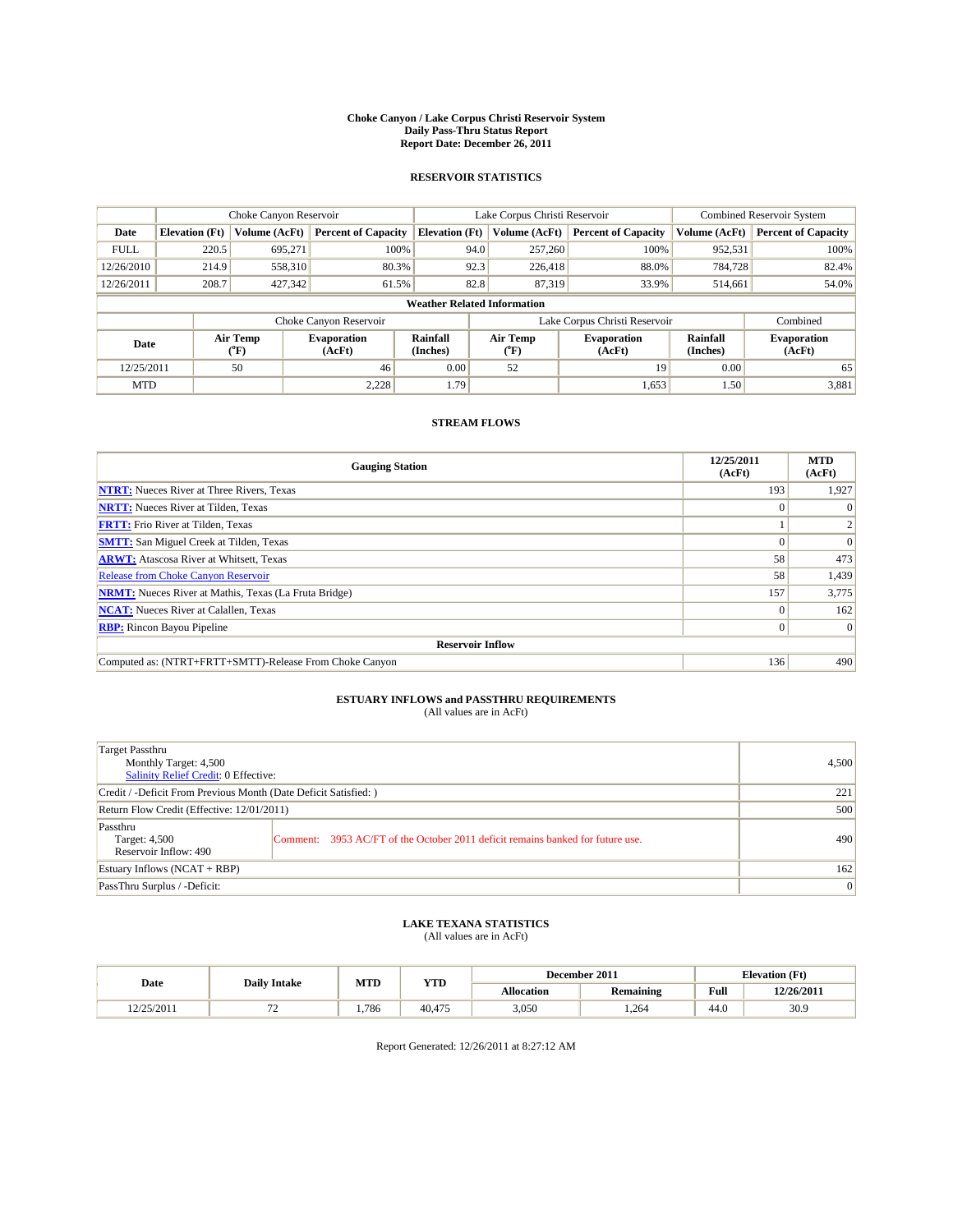# Choke Canyon / Lake Corpus Christi Reservoir System
## Daily Pass-Thru Status Report
## Report Date: December 26, 2011

### RESERVOIR STATISTICS

| | Choke Canyon Reservoir | | | Lake Corpus Christi Reservoir | | | Combined Reservoir System | |
|---|---|---|---|---|---|---|---|---|
| Date | Elevation (Ft) | Volume (AcFt) | Percent of Capacity | Elevation (Ft) | Volume (AcFt) | Percent of Capacity | Volume (AcFt) | Percent of Capacity |
| FULL | 220.5 | 695,271 | 100% | 94.0 | 257,260 | 100% | 952,531 | 100% |
| 12/26/2010 | 214.9 | 558,310 | 80.3% | 92.3 | 226,418 | 88.0% | 784,728 | 82.4% |
| 12/26/2011 | 208.7 | 427,342 | 61.5% | 82.8 | 87,319 | 33.9% | 514,661 | 54.0% |

**Weather Related Information**

| | Choke Canyon Reservoir | | | Lake Corpus Christi Reservoir | | | Combined |
|---|---|---|---|---|---|---|---|
| Date | Air Temp (°F) | Evaporation (AcFt) | Rainfall (Inches) | Air Temp (°F) | Evaporation (AcFt) | Rainfall (Inches) | Evaporation (AcFt) |
| 12/25/2011 | 50 | 46 | 0.00 | 52 | 19 | 0.00 | 65 |
| MTD | | 2,228 | 1.79 | | 1,653 | 1.50 | 3,881 |

### STREAM FLOWS

| Gauging Station | 12/25/2011 (AcFt) | MTD (AcFt) |
|---|---|---|
| NTRT: Nueces River at Three Rivers, Texas | 193 | 1,927 |
| NRTT: Nueces River at Tilden, Texas | 0 | 0 |
| FRTT: Frio River at Tilden, Texas | 1 | 2 |
| SMTT: San Miguel Creek at Tilden, Texas | 0 | 0 |
| ARWT: Atascosa River at Whitsett, Texas | 58 | 473 |
| Release from Choke Canyon Reservoir | 58 | 1,439 |
| NRMT: Nueces River at Mathis, Texas (La Fruta Bridge) | 157 | 3,775 |
| NCAT: Nueces River at Calallen, Texas | 0 | 162 |
| RBP: Rincon Bayou Pipeline | 0 | 0 |
| **Reservoir Inflow** | | |
| Computed as: (NTRT+FRTT+SMTT)-Release From Choke Canyon | 136 | 490 |

### ESTUARY INFLOWS and PASSTHRU REQUIREMENTS
(All values are in AcFt)

| | | |
|---|---|---|
| Target Passthru<br>Monthly Target: 4,500<br>Salinity Relief Credit: 0 Effective: | | 4,500 |
| Credit / -Deficit From Previous Month (Date Deficit Satisfied: ) | | 221 |
| Return Flow Credit (Effective: 12/01/2011) | | 500 |
| Passthru<br>Target: 4,500<br>Reservoir Inflow: 490 | Comment: 3953 AC/FT of the October 2011 deficit remains banked for future use. | 490 |
| Estuary Inflows (NCAT + RBP) | | 162 |
| PassThru Surplus / -Deficit: | | 0 |

### LAKE TEXANA STATISTICS
(All values are in AcFt)

| Date | Daily Intake | MTD | YTD | December 2011 | | Elevation (Ft) | |
|---|---|---|---|---|---|---|---|
| | | | | Allocation | Remaining | Full | 12/26/2011 |
| 12/25/2011 | 72 | 1,786 | 40,475 | 3,050 | 1,264 | 44.0 | 30.9 |

Report Generated: 12/26/2011 at 8:27:12 AM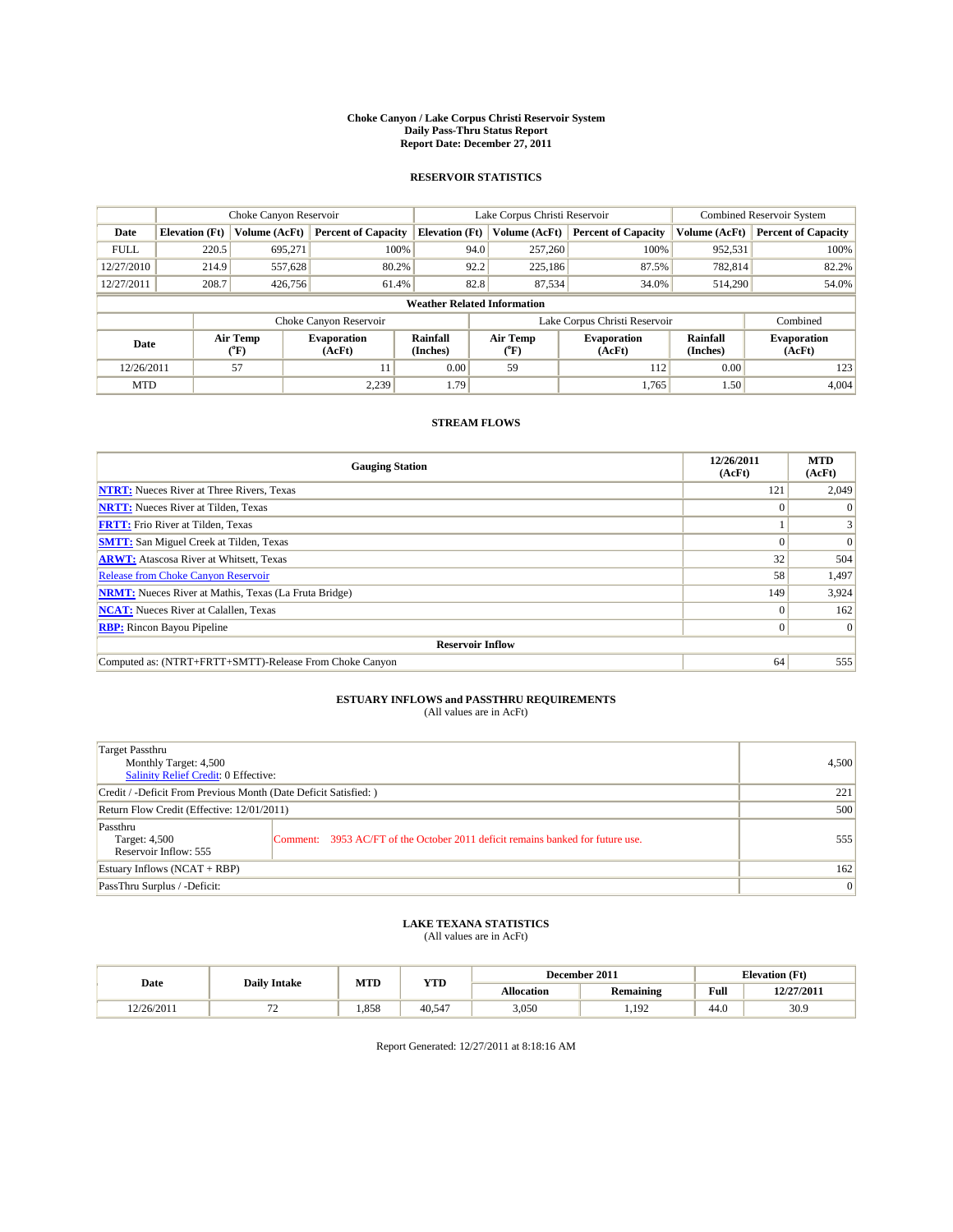# Choke Canyon / Lake Corpus Christi Reservoir System
## Daily Pass-Thru Status Report
### Report Date: December 27, 2011

## RESERVOIR STATISTICS

| | Choke Canyon Reservoir | | | Lake Corpus Christi Reservoir | | | Combined Reservoir System | |
|---|---|---|---|---|---|---|---|---|
| Date | Elevation (Ft) | Volume (AcFt) | Percent of Capacity | Elevation (Ft) | Volume (AcFt) | Percent of Capacity | Volume (AcFt) | Percent of Capacity |
| FULL | 220.5 | 695,271 | 100% | 94.0 | 257,260 | 100% | 952,531 | 100% |
| 12/27/2010 | 214.9 | 557,628 | 80.2% | 92.2 | 225,186 | 87.5% | 782,814 | 82.2% |
| 12/27/2011 | 208.7 | 426,756 | 61.4% | 82.8 | 87,534 | 34.0% | 514,290 | 54.0% |

**Weather Related Information**

| | Choke Canyon Reservoir | | | Lake Corpus Christi Reservoir | | | Combined |
|---|---|---|---|---|---|---|---|
| Date | Air Temp (°F) | Evaporation (AcFt) | Rainfall (Inches) | Air Temp (°F) | Evaporation (AcFt) | Rainfall (Inches) | Evaporation (AcFt) |
| 12/26/2011 | 57 | 11 | 0.00 | 59 | 112 | 0.00 | 123 |
| MTD | | 2,239 | 1.79 | | 1,765 | 1.50 | 4,004 |

## STREAM FLOWS

| Gauging Station | 12/26/2011 (AcFt) | MTD (AcFt) |
|---|---|---|
| **NTRT:** Nueces River at Three Rivers, Texas | 121 | 2,049 |
| **NRTT:** Nueces River at Tilden, Texas | 0 | 0 |
| **FRTT:** Frio River at Tilden, Texas | 1 | 3 |
| **SMTT:** San Miguel Creek at Tilden, Texas | 0 | 0 |
| **ARWT:** Atascosa River at Whitsett, Texas | 32 | 504 |
| Release from Choke Canyon Reservoir | 58 | 1,497 |
| **NRMT:** Nueces River at Mathis, Texas (La Fruta Bridge) | 149 | 3,924 |
| **NCAT:** Nueces River at Calallen, Texas | 0 | 162 |
| **RBP:** Rincon Bayou Pipeline | 0 | 0 |
| **Reservoir Inflow** | | |
| Computed as: (NTRT+FRTT+SMTT)-Release From Choke Canyon | 64 | 555 |

## ESTUARY INFLOWS and PASSTHRU REQUIREMENTS
(All values are in AcFt)

| | | |
|---|---|---|
| Target Passthru<br>Monthly Target: 4,500<br>Salinity Relief Credit: 0 Effective: | | 4,500 |
| Credit / -Deficit From Previous Month (Date Deficit Satisfied: ) | | 221 |
| Return Flow Credit (Effective: 12/01/2011) | | 500 |
| Passthru<br>Target: 4,500<br>Reservoir Inflow: 555 | Comment: 3953 AC/FT of the October 2011 deficit remains banked for future use. | 555 |
| Estuary Inflows (NCAT + RBP) | | 162 |
| PassThru Surplus / -Deficit: | | 0 |

## LAKE TEXANA STATISTICS
(All values are in AcFt)

| Date | Daily Intake | MTD | YTD | December 2011 | | Elevation (Ft) | |
|---|---|---|---|---|---|---|---|
| | | | | Allocation | Remaining | Full | 12/27/2011 |
| 12/26/2011 | 72 | 1,858 | 40,547 | 3,050 | 1,192 | 44.0 | 30.9 |

Report Generated: 12/27/2011 at 8:18:16 AM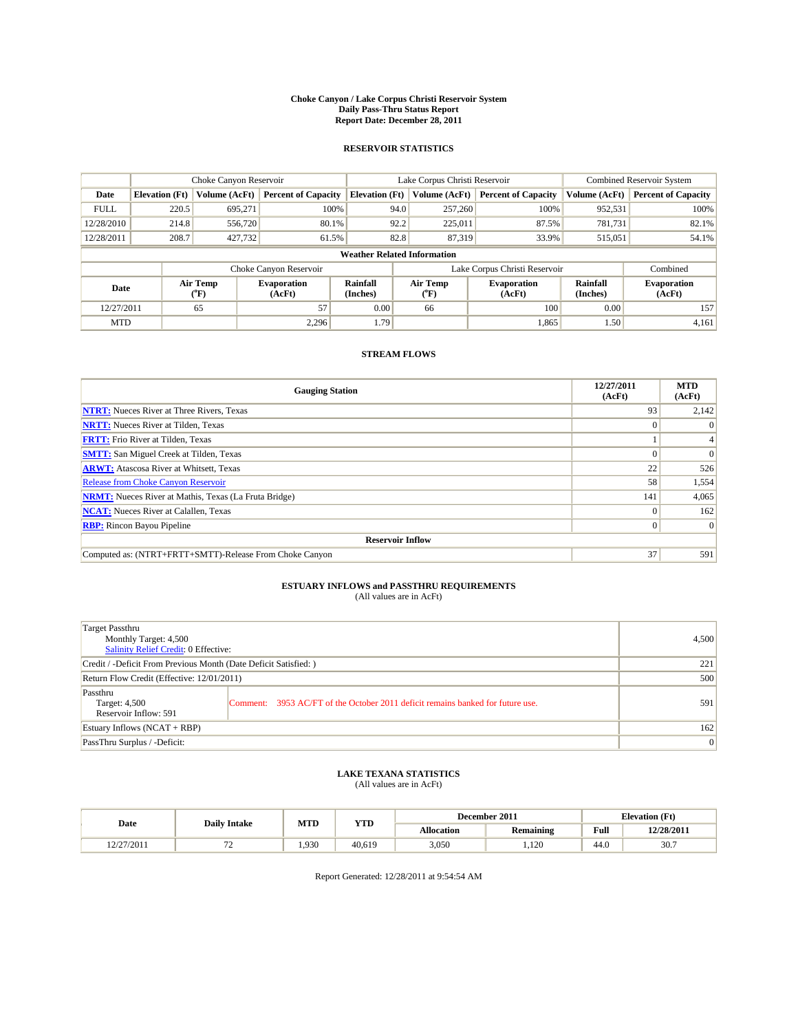**Choke Canyon / Lake Corpus Christi Reservoir System**
**Daily Pass-Thru Status Report**
**Report Date: December 28, 2011**

## RESERVOIR STATISTICS

| | Choke Canyon Reservoir | | | Lake Corpus Christi Reservoir | | | Combined Reservoir System | |
|---|---|---|---|---|---|---|---|---|
| Date | Elevation (Ft) | Volume (AcFt) | Percent of Capacity | Elevation (Ft) | Volume (AcFt) | Percent of Capacity | Volume (AcFt) | Percent of Capacity |
| FULL | 220.5 | 695,271 | 100% | 94.0 | 257,260 | 100% | 952,531 | 100% |
| 12/28/2010 | 214.8 | 556,720 | 80.1% | 92.2 | 225,011 | 87.5% | 781,731 | 82.1% |
| 12/28/2011 | 208.7 | 427,732 | 61.5% | 82.8 | 87,319 | 33.9% | 515,051 | 54.1% |

**Weather Related Information**

| | Choke Canyon Reservoir | | | Lake Corpus Christi Reservoir | | | Combined |
|---|---|---|---|---|---|---|---|
| Date | Air Temp (°F) | Evaporation (AcFt) | Rainfall (Inches) | Air Temp (°F) | Evaporation (AcFt) | Rainfall (Inches) | Evaporation (AcFt) |
| 12/27/2011 | 65 | 57 | 0.00 | 66 | 100 | 0.00 | 157 |
| MTD | | 2,296 | 1.79 | | 1,865 | 1.50 | 4,161 |

## STREAM FLOWS

| Gauging Station | 12/27/2011 (AcFt) | MTD (AcFt) |
|---|---|---|
| NTRT: Nueces River at Three Rivers, Texas | 93 | 2,142 |
| NRTT: Nueces River at Tilden, Texas | 0 | 0 |
| FRTT: Frio River at Tilden, Texas | 1 | 4 |
| SMTT: San Miguel Creek at Tilden, Texas | 0 | 0 |
| ARWT: Atascosa River at Whitsett, Texas | 22 | 526 |
| Release from Choke Canyon Reservoir | 58 | 1,554 |
| NRMT: Nueces River at Mathis, Texas (La Fruta Bridge) | 141 | 4,065 |
| NCAT: Nueces River at Calallen, Texas | 0 | 162 |
| RBP: Rincon Bayou Pipeline | 0 | 0 |
| **Reservoir Inflow** | | |
| Computed as: (NTRT+FRTT+SMTT)-Release From Choke Canyon | 37 | 591 |

## ESTUARY INFLOWS and PASSTHRU REQUIREMENTS

(All values are in AcFt)

| | | |
|---|---|---|
| Target Passthru<br>Monthly Target: 4,500<br>Salinity Relief Credit: 0 Effective: | | 4,500 |
| Credit / -Deficit From Previous Month (Date Deficit Satisfied: ) | | 221 |
| Return Flow Credit (Effective: 12/01/2011) | | 500 |
| Passthru<br>Target: 4,500<br>Reservoir Inflow: 591 | Comment: 3953 AC/FT of the October 2011 deficit remains banked for future use. | 591 |
| Estuary Inflows (NCAT + RBP) | | 162 |
| PassThru Surplus / -Deficit: | | 0 |

## LAKE TEXANA STATISTICS

(All values are in AcFt)

| Date | Daily Intake | MTD | YTD | December 2011 | | Elevation (Ft) | |
|---|---|---|---|---|---|---|---|
| | | | | Allocation | Remaining | Full | 12/28/2011 |
| 12/27/2011 | 72 | 1,930 | 40,619 | 3,050 | 1,120 | 44.0 | 30.7 |

Report Generated: 12/28/2011 at 9:54:54 AM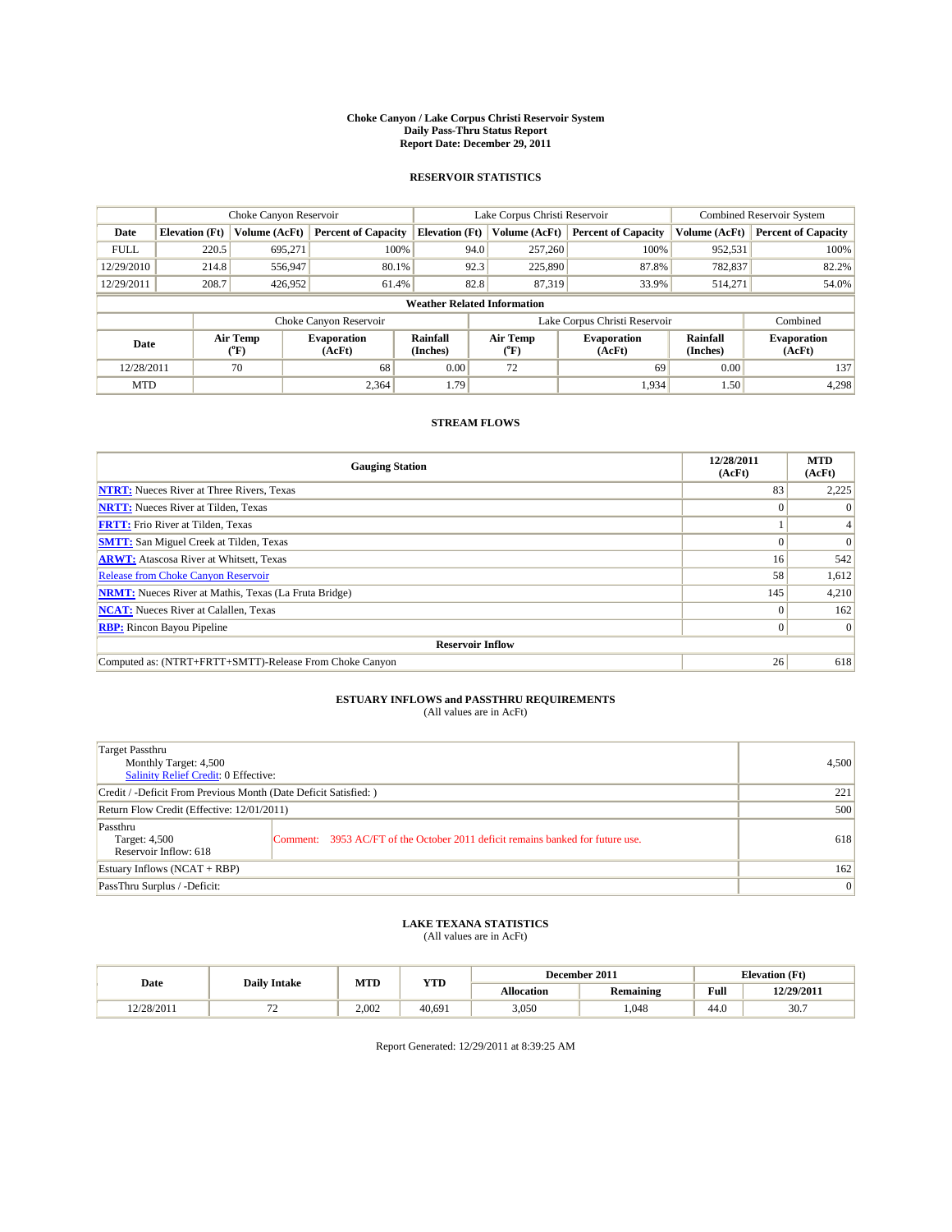**Choke Canyon / Lake Corpus Christi Reservoir System**
**Daily Pass-Thru Status Report**
**Report Date: December 29, 2011**

## RESERVOIR STATISTICS

| | Choke Canyon Reservoir | | | Lake Corpus Christi Reservoir | | | Combined Reservoir System | |
|---|---|---|---|---|---|---|---|---|
| Date | Elevation (Ft) | Volume (AcFt) | Percent of Capacity | Elevation (Ft) | Volume (AcFt) | Percent of Capacity | Volume (AcFt) | Percent of Capacity |
| FULL | 220.5 | 695,271 | 100% | 94.0 | 257,260 | 100% | 952,531 | 100% |
| 12/29/2010 | 214.8 | 556,947 | 80.1% | 92.3 | 225,890 | 87.8% | 782,837 | 82.2% |
| 12/29/2011 | 208.7 | 426,952 | 61.4% | 82.8 | 87,319 | 33.9% | 514,271 | 54.0% |

**Weather Related Information**

| | Choke Canyon Reservoir | | | Lake Corpus Christi Reservoir | | | Combined |
|---|---|---|---|---|---|---|---|
| Date | Air Temp (°F) | Evaporation (AcFt) | Rainfall (Inches) | Air Temp (°F) | Evaporation (AcFt) | Rainfall (Inches) | Evaporation (AcFt) |
| 12/28/2011 | 70 | 68 | 0.00 | 72 | 69 | 0.00 | 137 |
| MTD | | 2,364 | 1.79 | | 1,934 | 1.50 | 4,298 |

## STREAM FLOWS

| Gauging Station | 12/28/2011 (AcFt) | MTD (AcFt) |
|---|---|---|
| NTRT: Nueces River at Three Rivers, Texas | 83 | 2,225 |
| NRTT: Nueces River at Tilden, Texas | 0 | 0 |
| FRTT: Frio River at Tilden, Texas | 1 | 4 |
| SMTT: San Miguel Creek at Tilden, Texas | 0 | 0 |
| ARWT: Atascosa River at Whitsett, Texas | 16 | 542 |
| Release from Choke Canyon Reservoir | 58 | 1,612 |
| NRMT: Nueces River at Mathis, Texas (La Fruta Bridge) | 145 | 4,210 |
| NCAT: Nueces River at Calallen, Texas | 0 | 162 |
| RBP: Rincon Bayou Pipeline | 0 | 0 |
| **Reservoir Inflow** | | |
| Computed as: (NTRT+FRTT+SMTT)-Release From Choke Canyon | 26 | 618 |

## ESTUARY INFLOWS and PASSTHRU REQUIREMENTS

(All values are in AcFt)

| | | |
|---|---|---|
| Target Passthru<br>Monthly Target: 4,500<br>Salinity Relief Credit: 0 Effective: | | 4,500 |
| Credit / -Deficit From Previous Month (Date Deficit Satisfied: ) | | 221 |
| Return Flow Credit (Effective: 12/01/2011) | | 500 |
| Passthru<br>Target: 4,500<br>Reservoir Inflow: 618 | Comment: 3953 AC/FT of the October 2011 deficit remains banked for future use. | 618 |
| Estuary Inflows (NCAT + RBP) | | 162 |
| PassThru Surplus / -Deficit: | | 0 |

## LAKE TEXANA STATISTICS

(All values are in AcFt)

| Date | Daily Intake | MTD | YTD | December 2011 | | Elevation (Ft) | |
|---|---|---|---|---|---|---|---|
| | | | | Allocation | Remaining | Full | 12/29/2011 |
| 12/28/2011 | 72 | 2,002 | 40,691 | 3,050 | 1,048 | 44.0 | 30.7 |

Report Generated: 12/29/2011 at 8:39:25 AM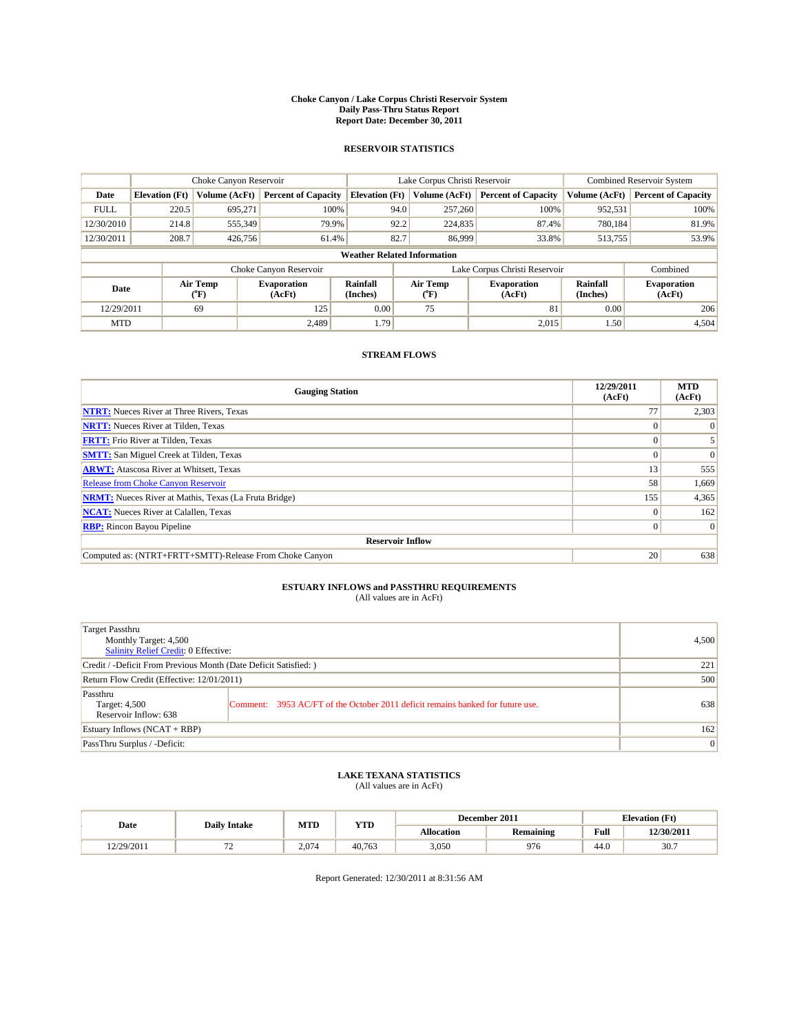# Choke Canyon / Lake Corpus Christi Reservoir System
## Daily Pass-Thru Status Report
## Report Date: December 30, 2011

### RESERVOIR STATISTICS

| | Choke Canyon Reservoir | | | Lake Corpus Christi Reservoir | | | Combined Reservoir System | |
|---|---|---|---|---|---|---|---|---|
| Date | Elevation (Ft) | Volume (AcFt) | Percent of Capacity | Elevation (Ft) | Volume (AcFt) | Percent of Capacity | Volume (AcFt) | Percent of Capacity |
| FULL | 220.5 | 695,271 | 100% | 94.0 | 257,260 | 100% | 952,531 | 100% |
| 12/30/2010 | 214.8 | 555,349 | 79.9% | 92.2 | 224,835 | 87.4% | 780,184 | 81.9% |
| 12/30/2011 | 208.7 | 426,756 | 61.4% | 82.7 | 86,999 | 33.8% | 513,755 | 53.9% |

**Weather Related Information**

| | Choke Canyon Reservoir | | | Lake Corpus Christi Reservoir | | | Combined |
|---|---|---|---|---|---|---|---|
| Date | Air Temp (°F) | Evaporation (AcFt) | Rainfall (Inches) | Air Temp (°F) | Evaporation (AcFt) | Rainfall (Inches) | Evaporation (AcFt) |
| 12/29/2011 | 69 | 125 | 0.00 | 75 | 81 | 0.00 | 206 |
| MTD | | 2,489 | 1.79 | | 2,015 | 1.50 | 4,504 |

### STREAM FLOWS

| Gauging Station | 12/29/2011 (AcFt) | MTD (AcFt) |
|---|---|---|
| NTRT: Nueces River at Three Rivers, Texas | 77 | 2,303 |
| NRTT: Nueces River at Tilden, Texas | 0 | 0 |
| FRTT: Frio River at Tilden, Texas | 0 | 5 |
| SMTT: San Miguel Creek at Tilden, Texas | 0 | 0 |
| ARWT: Atascosa River at Whitsett, Texas | 13 | 555 |
| Release from Choke Canyon Reservoir | 58 | 1,669 |
| NRMT: Nueces River at Mathis, Texas (La Fruta Bridge) | 155 | 4,365 |
| NCAT: Nueces River at Calallen, Texas | 0 | 162 |
| RBP: Rincon Bayou Pipeline | 0 | 0 |
| **Reservoir Inflow** | | |
| Computed as: (NTRT+FRTT+SMTT)-Release From Choke Canyon | 20 | 638 |

### ESTUARY INFLOWS and PASSTHRU REQUIREMENTS
(All values are in AcFt)

| | | |
|---|---|---|
| Target Passthru<br>Monthly Target: 4,500<br>Salinity Relief Credit: 0 Effective: | | 4,500 |
| Credit / -Deficit From Previous Month (Date Deficit Satisfied: ) | | 221 |
| Return Flow Credit (Effective: 12/01/2011) | | 500 |
| Passthru<br>Target: 4,500<br>Reservoir Inflow: 638 | Comment: 3953 AC/FT of the October 2011 deficit remains banked for future use. | 638 |
| Estuary Inflows (NCAT + RBP) | | 162 |
| PassThru Surplus / -Deficit: | | 0 |

### LAKE TEXANA STATISTICS
(All values are in AcFt)

| Date | Daily Intake | MTD | YTD | December 2011 | | Elevation (Ft) | |
|---|---|---|---|---|---|---|---|
| | | | | Allocation | Remaining | Full | 12/30/2011 |
| 12/29/2011 | 72 | 2,074 | 40,763 | 3,050 | 976 | 44.0 | 30.7 |

Report Generated: 12/30/2011 at 8:31:56 AM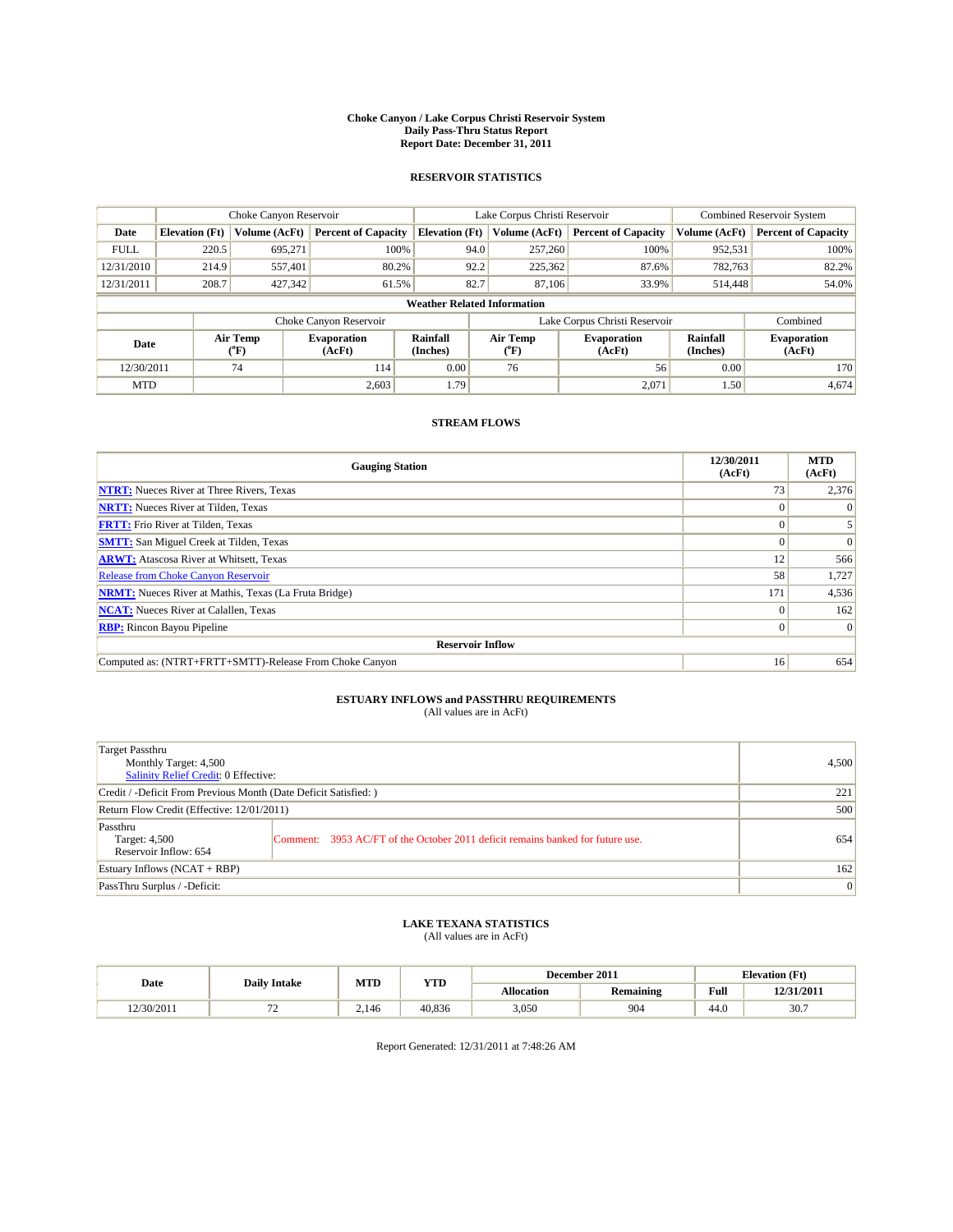# Choke Canyon / Lake Corpus Christi Reservoir System
## Daily Pass-Thru Status Report
### Report Date: December 31, 2011

## RESERVOIR STATISTICS

| | Choke Canyon Reservoir | | | Lake Corpus Christi Reservoir | | | Combined Reservoir System | |
|---|---|---|---|---|---|---|---|---|
| **Date** | **Elevation (Ft)** | **Volume (AcFt)** | **Percent of Capacity** | **Elevation (Ft)** | **Volume (AcFt)** | **Percent of Capacity** | **Volume (AcFt)** | **Percent of Capacity** |
| FULL | 220.5 | 695,271 | 100% | 94.0 | 257,260 | 100% | 952,531 | 100% |
| 12/31/2010 | 214.9 | 557,401 | 80.2% | 92.2 | 225,362 | 87.6% | 782,763 | 82.2% |
| 12/31/2011 | 208.7 | 427,342 | 61.5% | 82.7 | 87,106 | 33.9% | 514,448 | 54.0% |

**Weather Related Information**

| | Choke Canyon Reservoir | | | Lake Corpus Christi Reservoir | | | Combined |
|---|---|---|---|---|---|---|---|
| **Date** | **Air Temp (°F)** | **Evaporation (AcFt)** | **Rainfall (Inches)** | **Air Temp (°F)** | **Evaporation (AcFt)** | **Rainfall (Inches)** | **Evaporation (AcFt)** |
| 12/30/2011 | 74 | 114 | 0.00 | 76 | 56 | 0.00 | 170 |
| MTD | | 2,603 | 1.79 | | 2,071 | 1.50 | 4,674 |

## STREAM FLOWS

| Gauging Station | 12/30/2011 (AcFt) | MTD (AcFt) |
|---|---|---|
| **NTRT:** Nueces River at Three Rivers, Texas | 73 | 2,376 |
| **NRTT:** Nueces River at Tilden, Texas | 0 | 0 |
| **FRTT:** Frio River at Tilden, Texas | 0 | 5 |
| **SMTT:** San Miguel Creek at Tilden, Texas | 0 | 0 |
| **ARWT:** Atascosa River at Whitsett, Texas | 12 | 566 |
| Release from Choke Canyon Reservoir | 58 | 1,727 |
| **NRMT:** Nueces River at Mathis, Texas (La Fruta Bridge) | 171 | 4,536 |
| **NCAT:** Nueces River at Calallen, Texas | 0 | 162 |
| **RBP:** Rincon Bayou Pipeline | 0 | 0 |
| **Reservoir Inflow** | | |
| Computed as: (NTRT+FRTT+SMTT)-Release From Choke Canyon | 16 | 654 |

## ESTUARY INFLOWS and PASSTHRU REQUIREMENTS
(All values are in AcFt)

| | | |
|---|---|---|
| Target Passthru<br>Monthly Target: 4,500<br>Salinity Relief Credit: 0 Effective: | | 4,500 |
| Credit / -Deficit From Previous Month (Date Deficit Satisfied: ) | | 221 |
| Return Flow Credit (Effective: 12/01/2011) | | 500 |
| Passthru<br>Target: 4,500<br>Reservoir Inflow: 654 | Comment: 3953 AC/FT of the October 2011 deficit remains banked for future use. | 654 |
| Estuary Inflows (NCAT + RBP) | | 162 |
| PassThru Surplus / -Deficit: | | 0 |

## LAKE TEXANA STATISTICS
(All values are in AcFt)

| Date | Daily Intake | MTD | YTD | December 2011 | | Elevation (Ft) | |
|---|---|---|---|---|---|---|---|
| | | | | **Allocation** | **Remaining** | **Full** | **12/31/2011** |
| 12/30/2011 | 72 | 2,146 | 40,836 | 3,050 | 904 | 44.0 | 30.7 |

Report Generated: 12/31/2011 at 7:48:26 AM